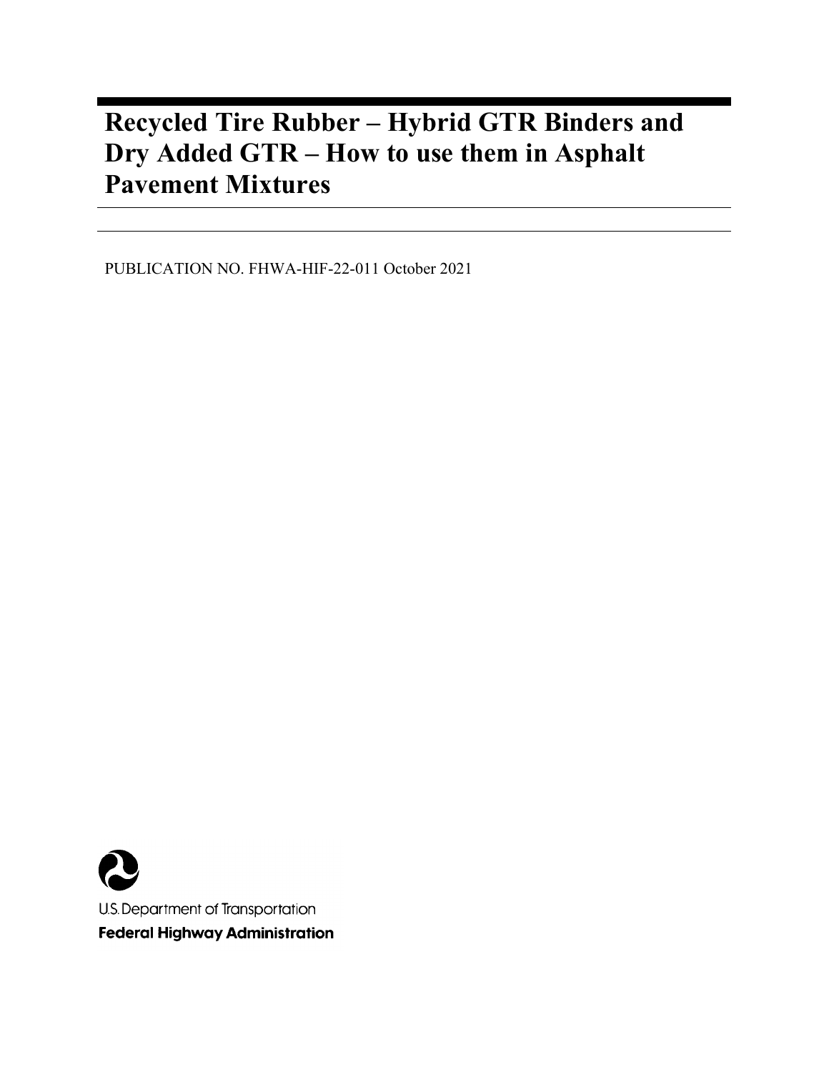# Recycled Tire Rubber – Hybrid GTR Binders and Dry Added GTR – How to use them in Asphalt Pavement Mixtures

PUBLICATION NO. FHWA-HIF-22-011 October 2021

U.S. Department of Transportation

**Federal Highway Administration**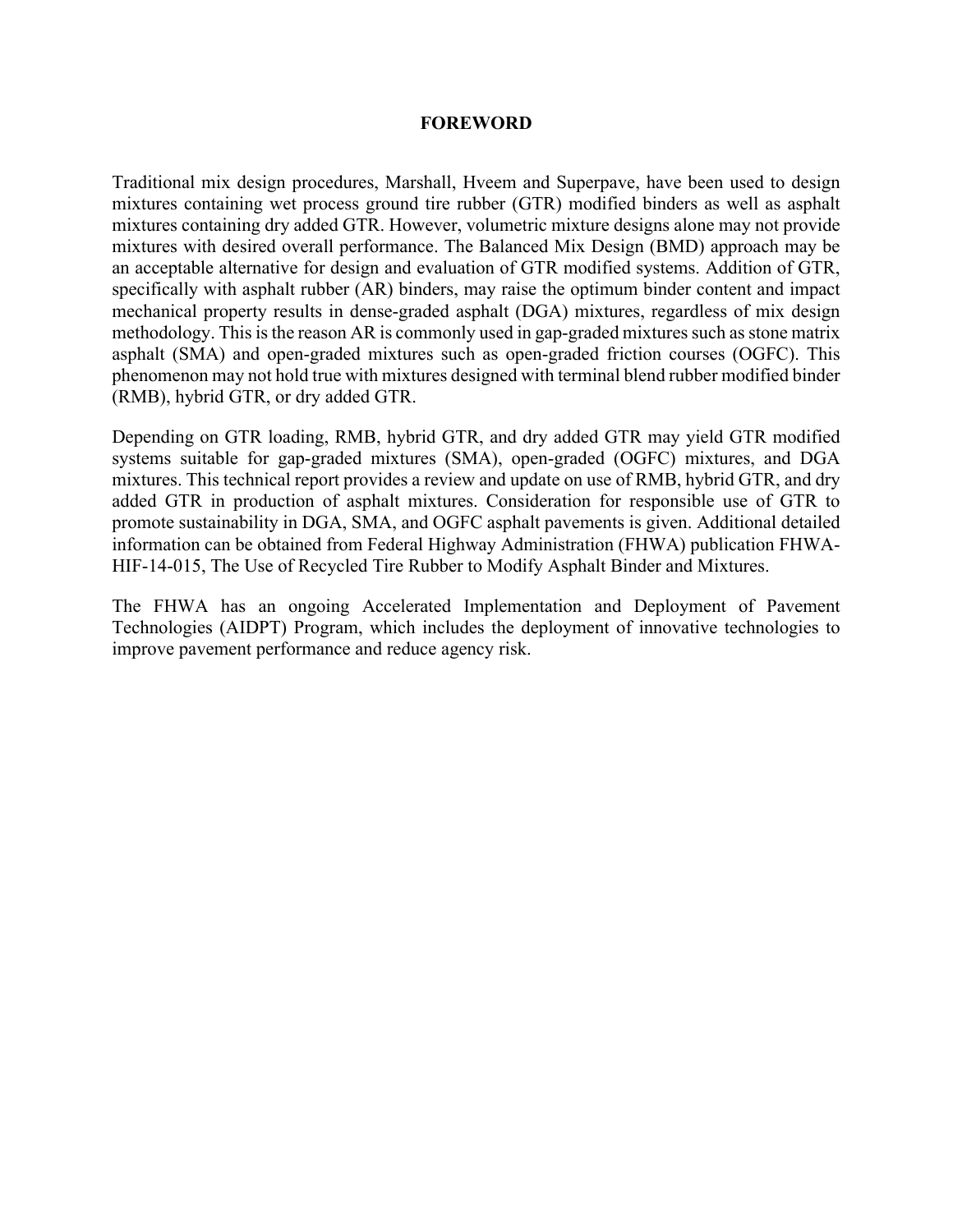# FOREWORD

Traditional mix design procedures, Marshall, Hveem and Superpave, have been used to design mixtures containing wet process ground tire rubber (GTR) modified binders as well as asphalt mixtures containing dry added GTR. However, volumetric mixture designs alone may not provide mixtures with desired overall performance. The Balanced Mix Design (BMD) approach may be an acceptable alternative for design and evaluation of GTR modified systems. Addition of GTR, specifically with asphalt rubber (AR) binders, may raise the optimum binder content and impact mechanical property results in dense-graded asphalt (DGA) mixtures, regardless of mix design methodology. This is the reason AR is commonly used in gap-graded mixtures such as stone matrix asphalt (SMA) and open-graded mixtures such as open-graded friction courses (OGFC). This phenomenon may not hold true with mixtures designed with terminal blend rubber modified binder (RMB), hybrid GTR, or dry added GTR.

Depending on GTR loading, RMB, hybrid GTR, and dry added GTR may yield GTR modified systems suitable for gap-graded mixtures (SMA), open-graded (OGFC) mixtures, and DGA mixtures. This technical report provides a review and update on use of RMB, hybrid GTR, and dry added GTR in production of asphalt mixtures. Consideration for responsible use of GTR to promote sustainability in DGA, SMA, and OGFC asphalt pavements is given. Additional detailed information can be obtained from Federal Highway Administration (FHWA) publication FHWA-HIF-14-015, The Use of Recycled Tire Rubber to Modify Asphalt Binder and Mixtures.

The FHWA has an ongoing Accelerated Implementation and Deployment of Pavement Technologies (AIDPT) Program, which includes the deployment of innovative technologies to improve pavement performance and reduce agency risk.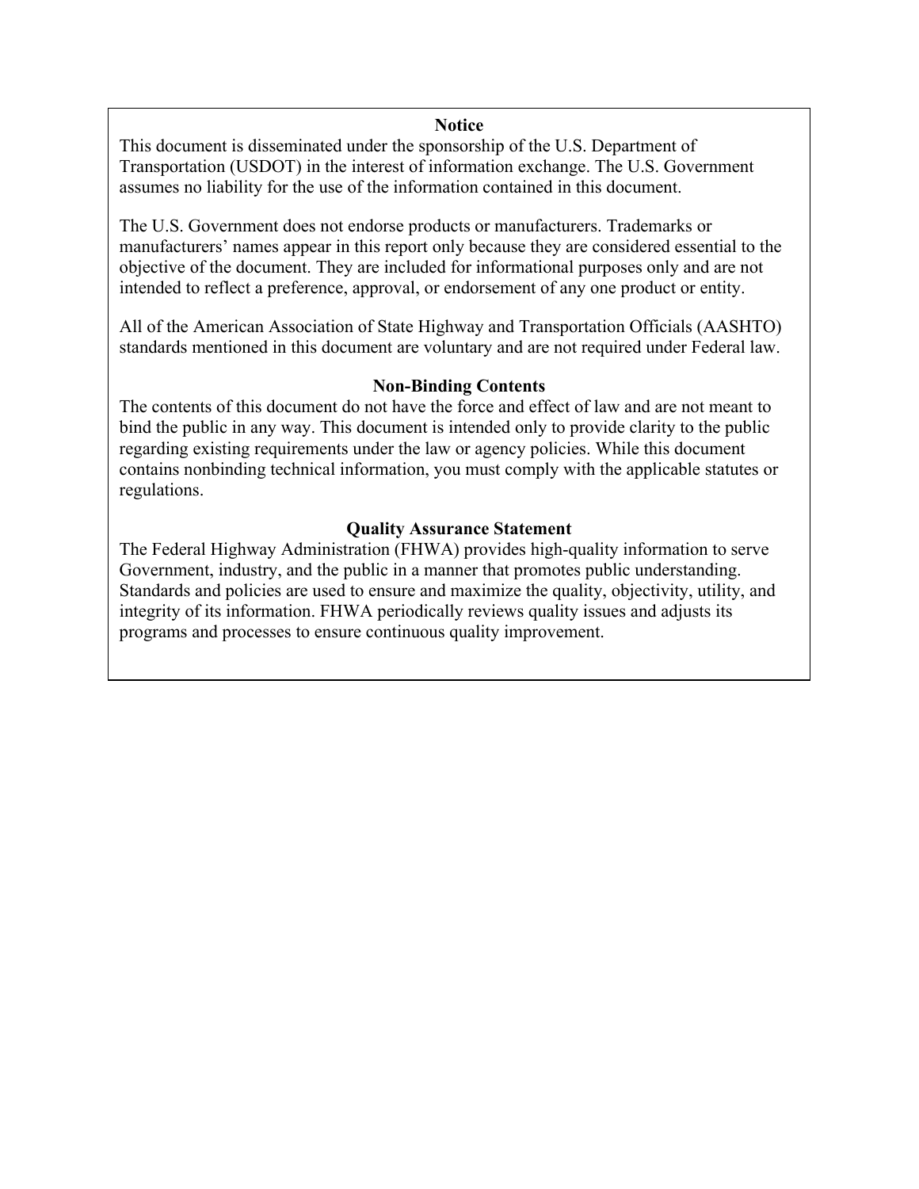## Notice

This document is disseminated under the sponsorship of the U.S. Department of Transportation (USDOT) in the interest of information exchange. The U.S. Government assumes no liability for the use of the information contained in this document.

The U.S. Government does not endorse products or manufacturers. Trademarks or manufacturers' names appear in this report only because they are considered essential to the objective of the document. They are included for informational purposes only and are not intended to reflect a preference, approval, or endorsement of any one product or entity.

All of the American Association of State Highway and Transportation Officials (AASHTO) standards mentioned in this document are voluntary and are not required under Federal law.

## Non-Binding Contents

The contents of this document do not have the force and effect of law and are not meant to bind the public in any way. This document is intended only to provide clarity to the public regarding existing requirements under the law or agency policies. While this document contains nonbinding technical information, you must comply with the applicable statutes or regulations.

## Quality Assurance Statement

The Federal Highway Administration (FHWA) provides high-quality information to serve Government, industry, and the public in a manner that promotes public understanding. Standards and policies are used to ensure and maximize the quality, objectivity, utility, and integrity of its information. FHWA periodically reviews quality issues and adjusts its programs and processes to ensure continuous quality improvement.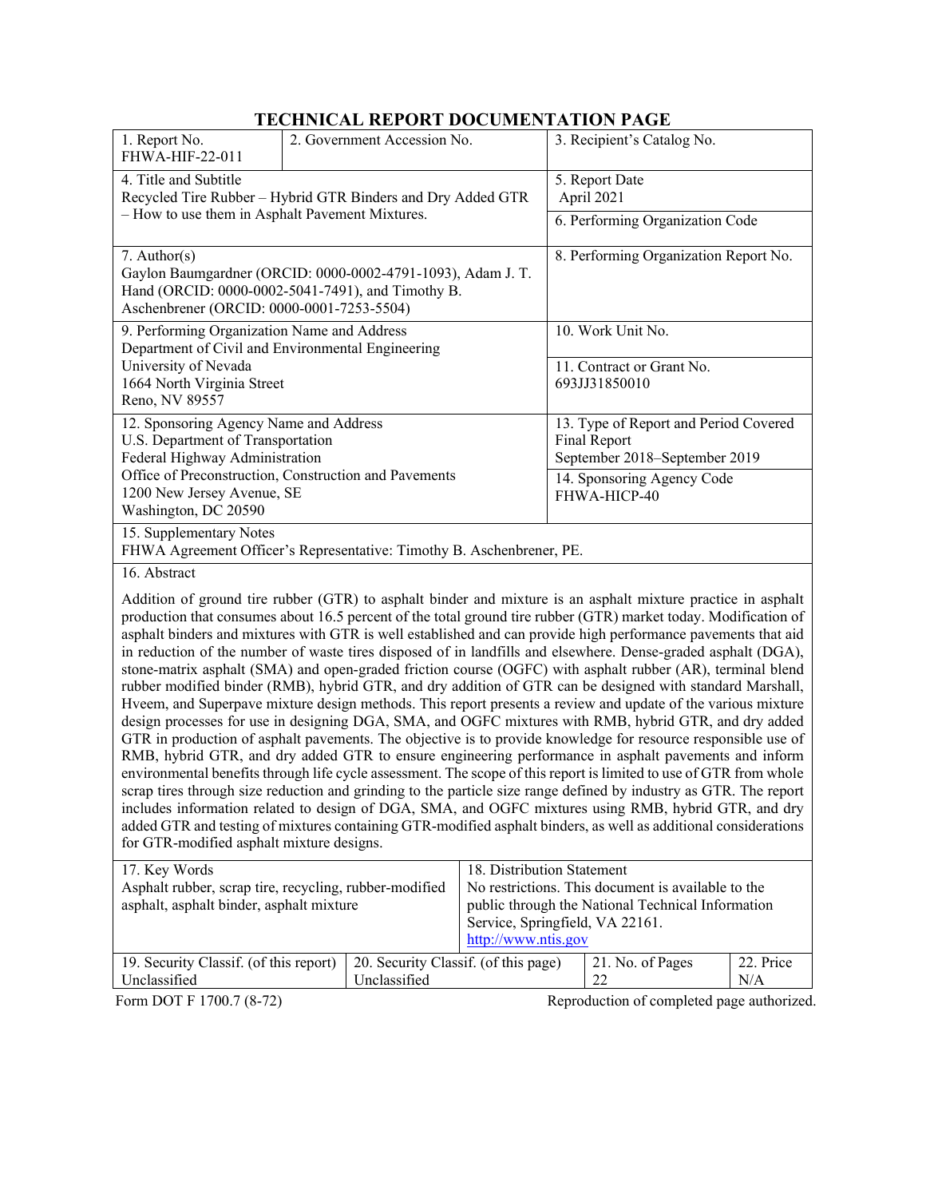# TECHNICAL REPORT DOCUMENTATION PAGE

| 1. Report No.<br>FHWA-HIF-22-011 | 2. Government Accession No. | 3. Recipient's Catalog No. |
|---|---|---|
| 4. Title and Subtitle<br>Recycled Tire Rubber – Hybrid GTR Binders and Dry Added GTR – How to use them in Asphalt Pavement Mixtures. | | 5. Report Date<br>April 2021 |
| | | 6. Performing Organization Code |
| 7. Author(s)<br>Gaylon Baumgardner (ORCID: 0000-0002-4791-1093), Adam J. T. Hand (ORCID: 0000-0002-5041-7491), and Timothy B. Aschenbrener (ORCID: 0000-0001-7253-5504) | | 8. Performing Organization Report No. |
| 9. Performing Organization Name and Address<br>Department of Civil and Environmental Engineering<br>University of Nevada<br>1664 North Virginia Street<br>Reno, NV 89557 | | 10. Work Unit No. |
| | | 11. Contract or Grant No.<br>693JJ31850010 |
| 12. Sponsoring Agency Name and Address<br>U.S. Department of Transportation<br>Federal Highway Administration<br>Office of Preconstruction, Construction and Pavements<br>1200 New Jersey Avenue, SE<br>Washington, DC 20590 | | 13. Type of Report and Period Covered<br>Final Report<br>September 2018–September 2019 |
| | | 14. Sponsoring Agency Code<br>FHWA-HICP-40 |

15. Supplementary Notes
FHWA Agreement Officer's Representative: Timothy B. Aschenbrener, PE.

16. Abstract

Addition of ground tire rubber (GTR) to asphalt binder and mixture is an asphalt mixture practice in asphalt production that consumes about 16.5 percent of the total ground tire rubber (GTR) market today. Modification of asphalt binders and mixtures with GTR is well established and can provide high performance pavements that aid in reduction of the number of waste tires disposed of in landfills and elsewhere. Dense-graded asphalt (DGA), stone-matrix asphalt (SMA) and open-graded friction course (OGFC) with asphalt rubber (AR), terminal blend rubber modified binder (RMB), hybrid GTR, and dry addition of GTR can be designed with standard Marshall, Hveem, and Superpave mixture design methods. This report presents a review and update of the various mixture design processes for use in designing DGA, SMA, and OGFC mixtures with RMB, hybrid GTR, and dry added GTR in production of asphalt pavements. The objective is to provide knowledge for resource responsible use of RMB, hybrid GTR, and dry added GTR to ensure engineering performance in asphalt pavements and inform environmental benefits through life cycle assessment. The scope of this report is limited to use of GTR from whole scrap tires through size reduction and grinding to the particle size range defined by industry as GTR. The report includes information related to design of DGA, SMA, and OGFC mixtures using RMB, hybrid GTR, and dry added GTR and testing of mixtures containing GTR-modified asphalt binders, as well as additional considerations for GTR-modified asphalt mixture designs.

| 17. Key Words<br>Asphalt rubber, scrap tire, recycling, rubber-modified asphalt, asphalt binder, asphalt mixture | | 18. Distribution Statement<br>No restrictions. This document is available to the public through the National Technical Information Service, Springfield, VA 22161.<br>http://www.ntis.gov | |
|---|---|---|---|
| 19. Security Classif. (of this report)<br>Unclassified | 20. Security Classif. (of this page)<br>Unclassified | 21. No. of Pages<br>22 | 22. Price<br>N/A |

Form DOT F 1700.7 (8-72) Reproduction of completed page authorized.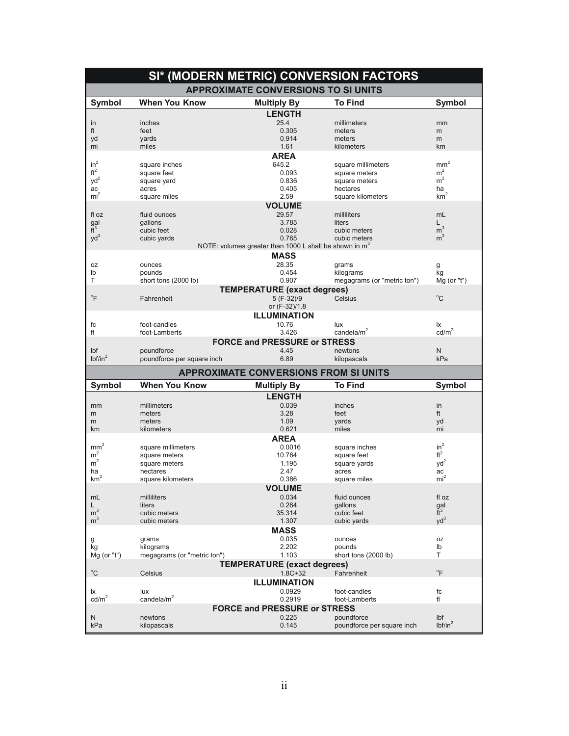# SI* (MODERN METRIC) CONVERSION FACTORS

## APPROXIMATE CONVERSIONS TO SI UNITS

| Symbol | When You Know | Multiply By | To Find | Symbol |
|---|---|---|---|---|
| | | **LENGTH** | | |
| in | inches | 25.4 | millimeters | mm |
| ft | feet | 0.305 | meters | m |
| yd | yards | 0.914 | meters | m |
| mi | miles | 1.61 | kilometers | km |
| | | **AREA** | | |
| $in^2$ | square inches | 645.2 | square millimeters | $mm^2$ |
| $ft^2$ | square feet | 0.093 | square meters | $m^2$ |
| $yd^2$ | square yard | 0.836 | square meters | $m^2$ |
| ac | acres | 0.405 | hectares | ha |
| $mi^2$ | square miles | 2.59 | square kilometers | $km^2$ |
| | | **VOLUME** | | |
| fl oz | fluid ounces | 29.57 | milliliters | mL |
| gal | gallons | 3.785 | liters | L |
| $ft^3$ | cubic feet | 0.028 | cubic meters | $m^3$ |
| $yd^3$ | cubic yards | 0.765 | cubic meters | $m^3$ |
| | | NOTE: volumes greater than 1000 L shall be shown in $m^3$ | | |
| | | **MASS** | | |
| oz | ounces | 28.35 | grams | g |
| lb | pounds | 0.454 | kilograms | kg |
| T | short tons (2000 lb) | 0.907 | megagrams (or "metric ton") | Mg (or "t") |
| | | **TEMPERATURE (exact degrees)** | | |
| °F | Fahrenheit | 5 (F-32)/9 or (F-32)/1.8 | Celsius | °C |
| | | **ILLUMINATION** | | |
| fc | foot-candles | 10.76 | lux | lx |
| fl | foot-Lamberts | 3.426 | candela/$m^2$ | cd/$m^2$ |
| | | **FORCE and PRESSURE or STRESS** | | |
| lbf | poundforce | 4.45 | newtons | N |
| lbf/$in^2$ | poundforce per square inch | 6.89 | kilopascals | kPa |

## APPROXIMATE CONVERSIONS FROM SI UNITS

| Symbol | When You Know | Multiply By | To Find | Symbol |
|---|---|---|---|---|
| | | **LENGTH** | | |
| mm | millimeters | 0.039 | inches | in |
| m | meters | 3.28 | feet | ft |
| m | meters | 1.09 | yards | yd |
| km | kilometers | 0.621 | miles | mi |
| | | **AREA** | | |
| $mm^2$ | square millimeters | 0.0016 | square inches | $in^2$ |
| $m^2$ | square meters | 10.764 | square feet | $ft^2$ |
| $m^2$ | square meters | 1.195 | square yards | $yd^2$ |
| ha | hectares | 2.47 | acres | ac |
| $km^2$ | square kilometers | 0.386 | square miles | $mi^2$ |
| | | **VOLUME** | | |
| mL | milliliters | 0.034 | fluid ounces | fl oz |
| L | liters | 0.264 | gallons | gal |
| $m^3$ | cubic meters | 35.314 | cubic feet | $ft^3$ |
| $m^3$ | cubic meters | 1.307 | cubic yards | $yd^3$ |
| | | **MASS** | | |
| g | grams | 0.035 | ounces | oz |
| kg | kilograms | 2.202 | pounds | lb |
| Mg (or "t") | megagrams (or "metric ton") | 1.103 | short tons (2000 lb) | T |
| | | **TEMPERATURE (exact degrees)** | | |
| °C | Celsius | 1.8C+32 | Fahrenheit | °F |
| | | **ILLUMINATION** | | |
| lx | lux | 0.0929 | foot-candles | fc |
| cd/$m^2$ | candela/$m^2$ | 0.2919 | foot-Lamberts | fl |
| | | **FORCE and PRESSURE or STRESS** | | |
| N | newtons | 0.225 | poundforce | lbf |
| kPa | kilopascals | 0.145 | poundforce per square inch | lbf/$in^2$ |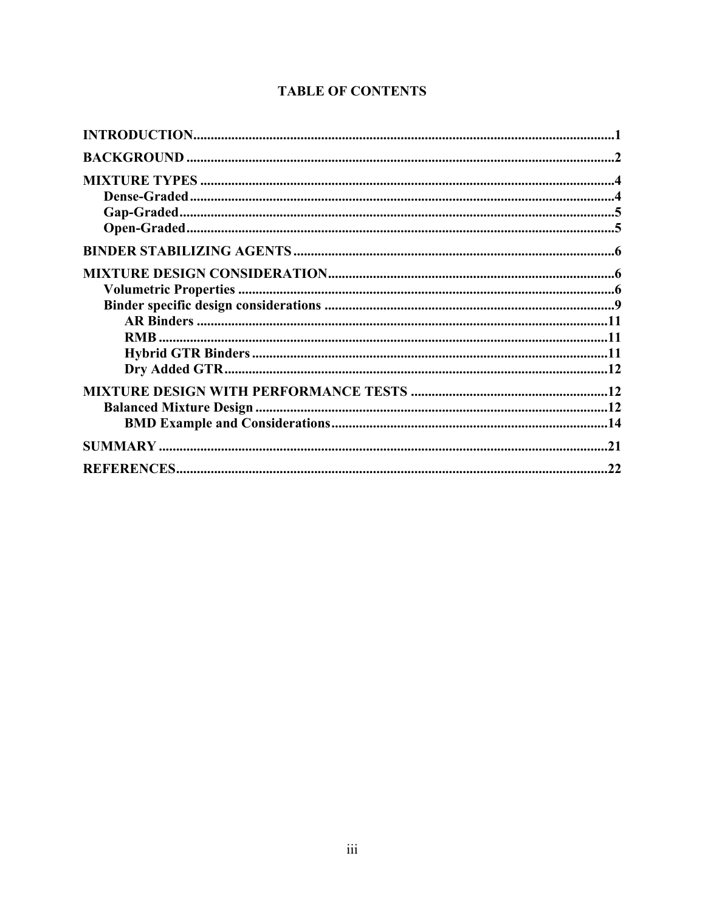# TABLE OF CONTENTS

**INTRODUCTION** ........................................................................................................ 1

**BACKGROUND** ........................................................................................................ 2

**MIXTURE TYPES** ...................................................................................................... 4
- **Dense-Graded** ........................................................................................................ 4
- **Gap-Graded** ........................................................................................................... 5
- **Open-Graded** ......................................................................................................... 5

**BINDER STABILIZING AGENTS** ............................................................................ 6

**MIXTURE DESIGN CONSIDERATION** .................................................................. 6
- **Volumetric Properties** ............................................................................................ 6
- **Binder specific design considerations** ................................................................... 9
  - **AR Binders** ...................................................................................................... 11
  - **RMB** ................................................................................................................ 11
  - **Hybrid GTR Binders** ...................................................................................... 11
  - **Dry Added GTR** .............................................................................................. 12

**MIXTURE DESIGN WITH PERFORMANCE TESTS** ........................................... 12
- **Balanced Mixture Design** .................................................................................... 12
  - **BMD Example and Considerations** ................................................................ 14

**SUMMARY** .............................................................................................................. 21

**REFERENCES** .......................................................................................................... 22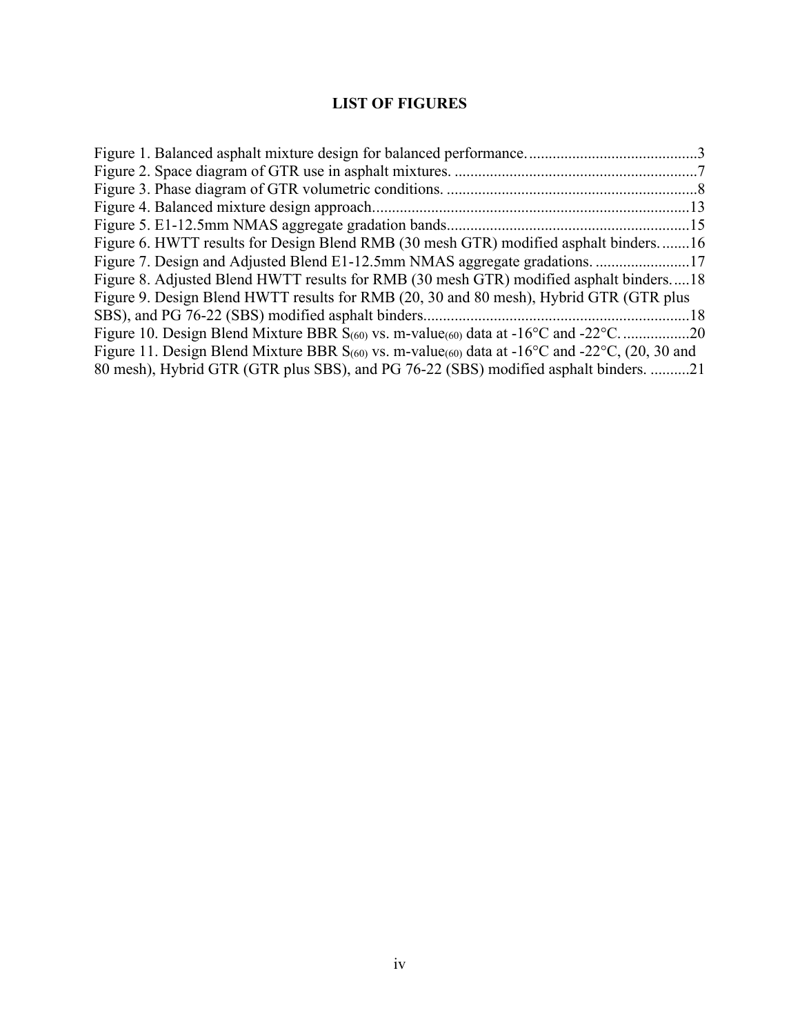# LIST OF FIGURES

Figure 1. Balanced asphalt mixture design for balanced performance. ..........................................3
Figure 2. Space diagram of GTR use in asphalt mixtures. ..............................................................7
Figure 3. Phase diagram of GTR volumetric conditions. ................................................................8
Figure 4. Balanced mixture design approach.................................................................................13
Figure 5. E1-12.5mm NMAS aggregate gradation bands..............................................................15
Figure 6. HWTT results for Design Blend RMB (30 mesh GTR) modified asphalt binders. .......16
Figure 7. Design and Adjusted Blend E1-12.5mm NMAS aggregate gradations. ........................17
Figure 8. Adjusted Blend HWTT results for RMB (30 mesh GTR) modified asphalt binders. ....18
Figure 9. Design Blend HWTT results for RMB (20, 30 and 80 mesh), Hybrid GTR (GTR plus SBS), and PG 76-22 (SBS) modified asphalt binders...................................................................18
Figure 10. Design Blend Mixture BBR $S_{(60)}$ vs. m-value$_{(60)}$ data at -16°C and -22°C. .................20
Figure 11. Design Blend Mixture BBR $S_{(60)}$ vs. m-value$_{(60)}$ data at -16°C and -22°C, (20, 30 and 80 mesh), Hybrid GTR (GTR plus SBS), and PG 76-22 (SBS) modified asphalt binders. ..........21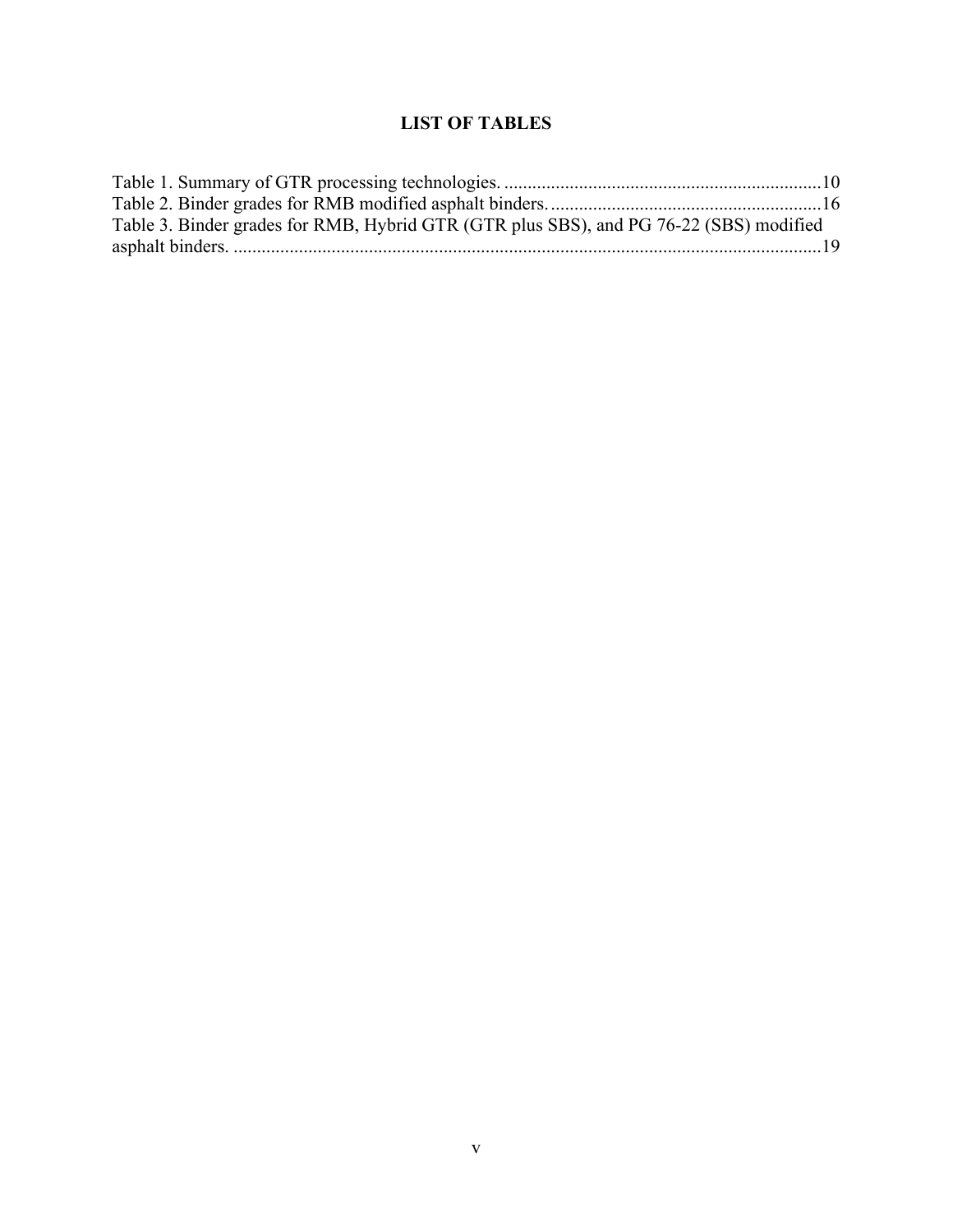# LIST OF TABLES

Table 1. Summary of GTR processing technologies. ....................................................................10
Table 2. Binder grades for RMB modified asphalt binders. ..........................................................16
Table 3. Binder grades for RMB, Hybrid GTR (GTR plus SBS), and PG 76-22 (SBS) modified asphalt binders. .............................................................................................................................19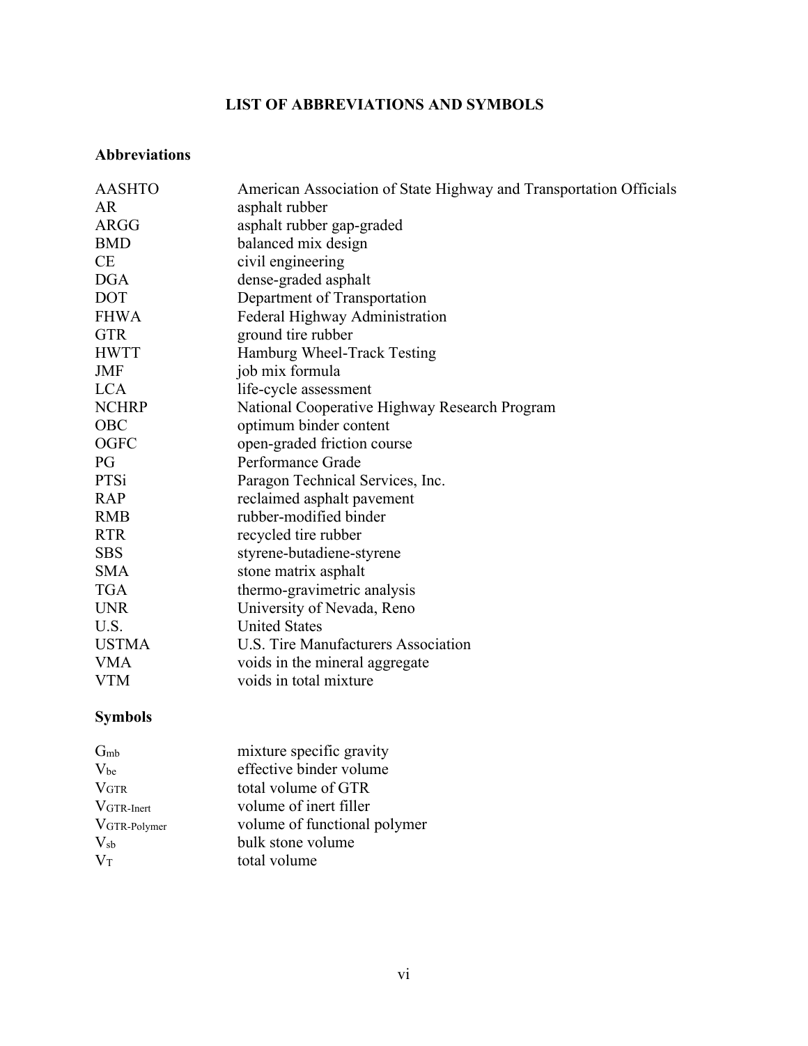# LIST OF ABBREVIATIONS AND SYMBOLS

## Abbreviations

| | |
|---|---|
| AASHTO | American Association of State Highway and Transportation Officials |
| AR | asphalt rubber |
| ARGG | asphalt rubber gap-graded |
| BMD | balanced mix design |
| CE | civil engineering |
| DGA | dense-graded asphalt |
| DOT | Department of Transportation |
| FHWA | Federal Highway Administration |
| GTR | ground tire rubber |
| HWTT | Hamburg Wheel-Track Testing |
| JMF | job mix formula |
| LCA | life-cycle assessment |
| NCHRP | National Cooperative Highway Research Program |
| OBC | optimum binder content |
| OGFC | open-graded friction course |
| PG | Performance Grade |
| PTSi | Paragon Technical Services, Inc. |
| RAP | reclaimed asphalt pavement |
| RMB | rubber-modified binder |
| RTR | recycled tire rubber |
| SBS | styrene-butadiene-styrene |
| SMA | stone matrix asphalt |
| TGA | thermo-gravimetric analysis |
| UNR | University of Nevada, Reno |
| U.S. | United States |
| USTMA | U.S. Tire Manufacturers Association |
| VMA | voids in the mineral aggregate |
| VTM | voids in total mixture |

## Symbols

| | |
|---|---|
| $G_{mb}$ | mixture specific gravity |
| $V_{be}$ | effective binder volume |
| $V_{GTR}$ | total volume of GTR |
| $V_{GTR\text{-}Inert}$ | volume of inert filler |
| $V_{GTR\text{-}Polymer}$ | volume of functional polymer |
| $V_{sb}$ | bulk stone volume |
| $V_T$ | total volume |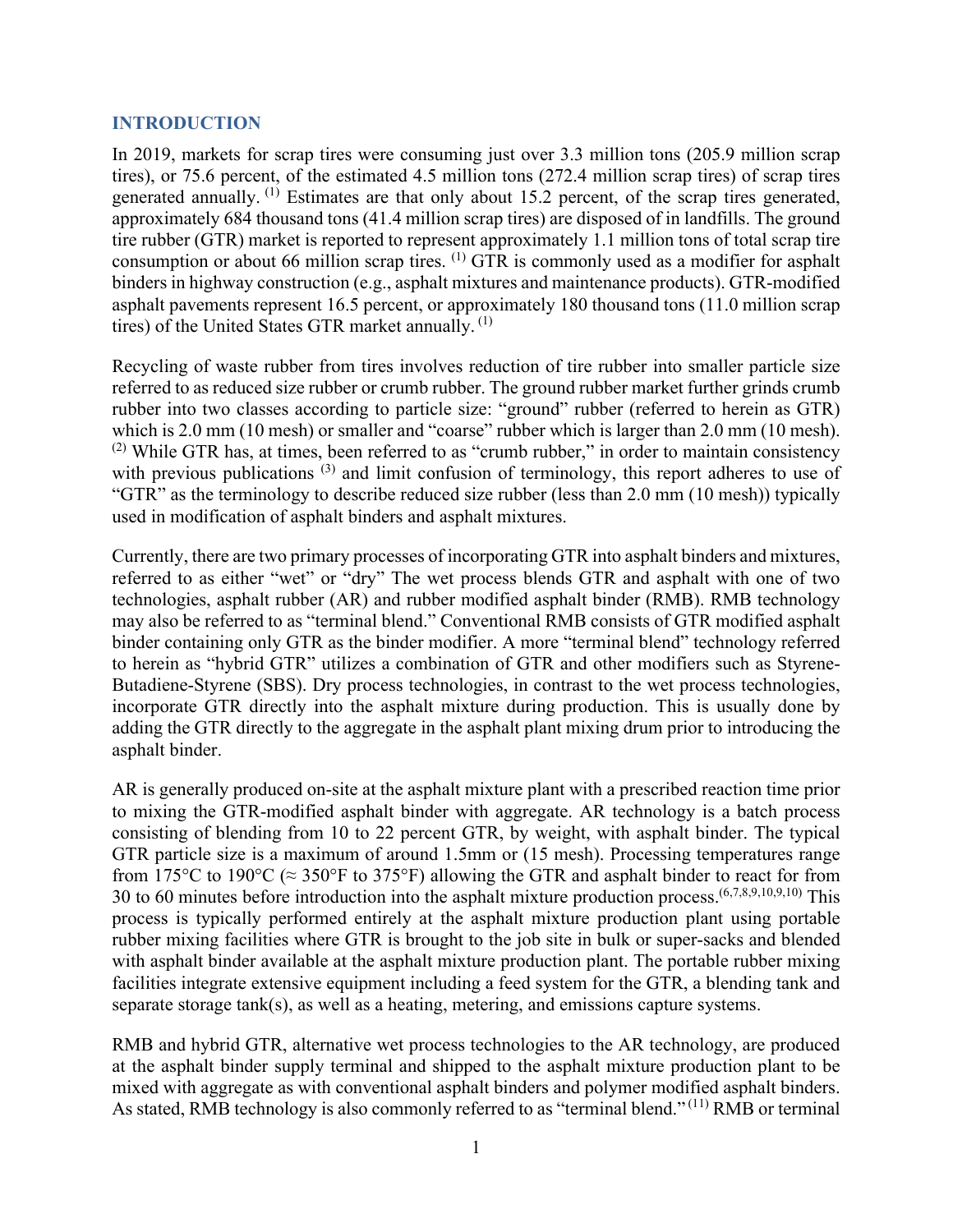## INTRODUCTION

In 2019, markets for scrap tires were consuming just over 3.3 million tons (205.9 million scrap tires), or 75.6 percent, of the estimated 4.5 million tons (272.4 million scrap tires) of scrap tires generated annually. [1] Estimates are that only about 15.2 percent, of the scrap tires generated, approximately 684 thousand tons (41.4 million scrap tires) are disposed of in landfills. The ground tire rubber (GTR) market is reported to represent approximately 1.1 million tons of total scrap tire consumption or about 66 million scrap tires. [1] GTR is commonly used as a modifier for asphalt binders in highway construction (e.g., asphalt mixtures and maintenance products). GTR-modified asphalt pavements represent 16.5 percent, or approximately 180 thousand tons (11.0 million scrap tires) of the United States GTR market annually. [1]

Recycling of waste rubber from tires involves reduction of tire rubber into smaller particle size referred to as reduced size rubber or crumb rubber. The ground rubber market further grinds crumb rubber into two classes according to particle size: "ground" rubber (referred to herein as GTR) which is 2.0 mm (10 mesh) or smaller and "coarse" rubber which is larger than 2.0 mm (10 mesh). [2] While GTR has, at times, been referred to as "crumb rubber," in order to maintain consistency with previous publications [3] and limit confusion of terminology, this report adheres to use of "GTR" as the terminology to describe reduced size rubber (less than 2.0 mm (10 mesh)) typically used in modification of asphalt binders and asphalt mixtures.

Currently, there are two primary processes of incorporating GTR into asphalt binders and mixtures, referred to as either "wet" or "dry" The wet process blends GTR and asphalt with one of two technologies, asphalt rubber (AR) and rubber modified asphalt binder (RMB). RMB technology may also be referred to as "terminal blend." Conventional RMB consists of GTR modified asphalt binder containing only GTR as the binder modifier. A more "terminal blend" technology referred to herein as "hybrid GTR" utilizes a combination of GTR and other modifiers such as Styrene-Butadiene-Styrene (SBS). Dry process technologies, in contrast to the wet process technologies, incorporate GTR directly into the asphalt mixture during production. This is usually done by adding the GTR directly to the aggregate in the asphalt plant mixing drum prior to introducing the asphalt binder.

AR is generally produced on-site at the asphalt mixture plant with a prescribed reaction time prior to mixing the GTR-modified asphalt binder with aggregate. AR technology is a batch process consisting of blending from 10 to 22 percent GTR, by weight, with asphalt binder. The typical GTR particle size is a maximum of around 1.5mm or (15 mesh). Processing temperatures range from 175°C to 190°C (≈ 350°F to 375°F) allowing the GTR and asphalt binder to react for from 30 to 60 minutes before introduction into the asphalt mixture production process.[6,7,8,9,10,9,10] This process is typically performed entirely at the asphalt mixture production plant using portable rubber mixing facilities where GTR is brought to the job site in bulk or super-sacks and blended with asphalt binder available at the asphalt mixture production plant. The portable rubber mixing facilities integrate extensive equipment including a feed system for the GTR, a blending tank and separate storage tank(s), as well as a heating, metering, and emissions capture systems.

RMB and hybrid GTR, alternative wet process technologies to the AR technology, are produced at the asphalt binder supply terminal and shipped to the asphalt mixture production plant to be mixed with aggregate as with conventional asphalt binders and polymer modified asphalt binders. As stated, RMB technology is also commonly referred to as "terminal blend." [11] RMB or terminal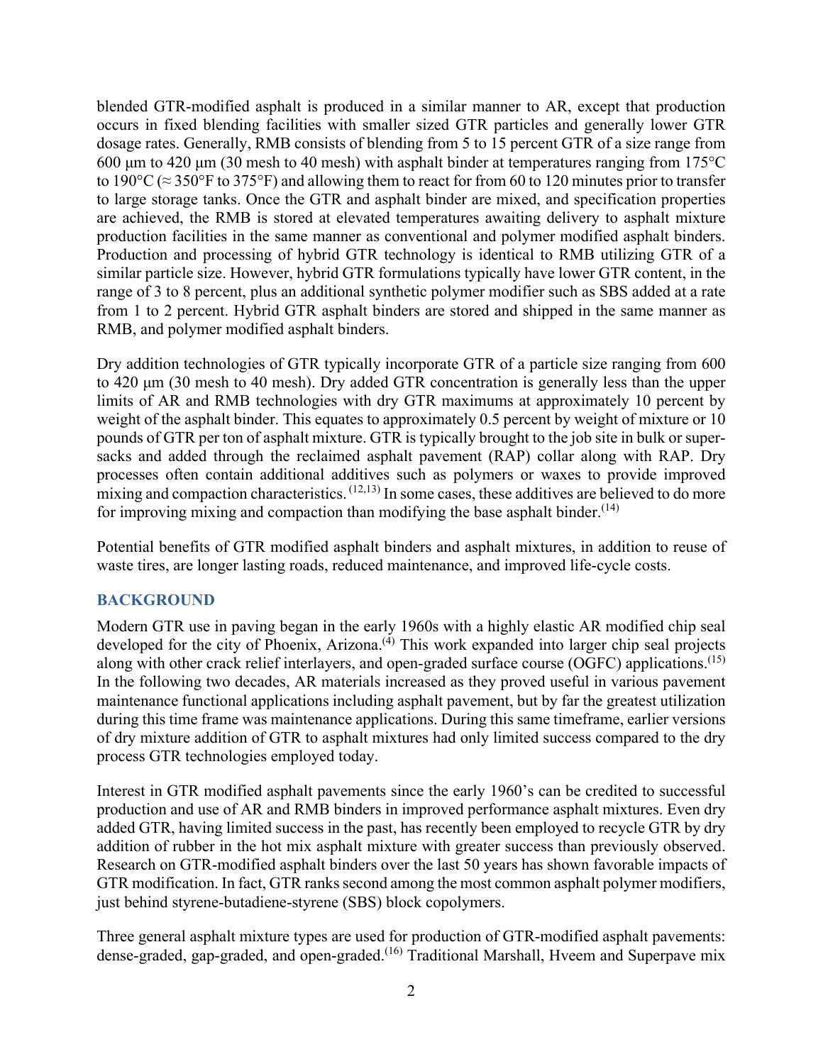blended GTR-modified asphalt is produced in a similar manner to AR, except that production occurs in fixed blending facilities with smaller sized GTR particles and generally lower GTR dosage rates. Generally, RMB consists of blending from 5 to 15 percent GTR of a size range from 600 μm to 420 μm (30 mesh to 40 mesh) with asphalt binder at temperatures ranging from 175°C to 190°C (≈ 350°F to 375°F) and allowing them to react for from 60 to 120 minutes prior to transfer to large storage tanks. Once the GTR and asphalt binder are mixed, and specification properties are achieved, the RMB is stored at elevated temperatures awaiting delivery to asphalt mixture production facilities in the same manner as conventional and polymer modified asphalt binders. Production and processing of hybrid GTR technology is identical to RMB utilizing GTR of a similar particle size. However, hybrid GTR formulations typically have lower GTR content, in the range of 3 to 8 percent, plus an additional synthetic polymer modifier such as SBS added at a rate from 1 to 2 percent. Hybrid GTR asphalt binders are stored and shipped in the same manner as RMB, and polymer modified asphalt binders.

Dry addition technologies of GTR typically incorporate GTR of a particle size ranging from 600 to 420 μm (30 mesh to 40 mesh). Dry added GTR concentration is generally less than the upper limits of AR and RMB technologies with dry GTR maximums at approximately 10 percent by weight of the asphalt binder. This equates to approximately 0.5 percent by weight of mixture or 10 pounds of GTR per ton of asphalt mixture. GTR is typically brought to the job site in bulk or super-sacks and added through the reclaimed asphalt pavement (RAP) collar along with RAP. Dry processes often contain additional additives such as polymers or waxes to provide improved mixing and compaction characteristics. [12,13] In some cases, these additives are believed to do more for improving mixing and compaction than modifying the base asphalt binder.[14]

Potential benefits of GTR modified asphalt binders and asphalt mixtures, in addition to reuse of waste tires, are longer lasting roads, reduced maintenance, and improved life-cycle costs.

## BACKGROUND

Modern GTR use in paving began in the early 1960s with a highly elastic AR modified chip seal developed for the city of Phoenix, Arizona.[4] This work expanded into larger chip seal projects along with other crack relief interlayers, and open-graded surface course (OGFC) applications.[15] In the following two decades, AR materials increased as they proved useful in various pavement maintenance functional applications including asphalt pavement, but by far the greatest utilization during this time frame was maintenance applications. During this same timeframe, earlier versions of dry mixture addition of GTR to asphalt mixtures had only limited success compared to the dry process GTR technologies employed today.

Interest in GTR modified asphalt pavements since the early 1960's can be credited to successful production and use of AR and RMB binders in improved performance asphalt mixtures. Even dry added GTR, having limited success in the past, has recently been employed to recycle GTR by dry addition of rubber in the hot mix asphalt mixture with greater success than previously observed. Research on GTR-modified asphalt binders over the last 50 years has shown favorable impacts of GTR modification. In fact, GTR ranks second among the most common asphalt polymer modifiers, just behind styrene-butadiene-styrene (SBS) block copolymers.

Three general asphalt mixture types are used for production of GTR-modified asphalt pavements: dense-graded, gap-graded, and open-graded.[16] Traditional Marshall, Hveem and Superpave mix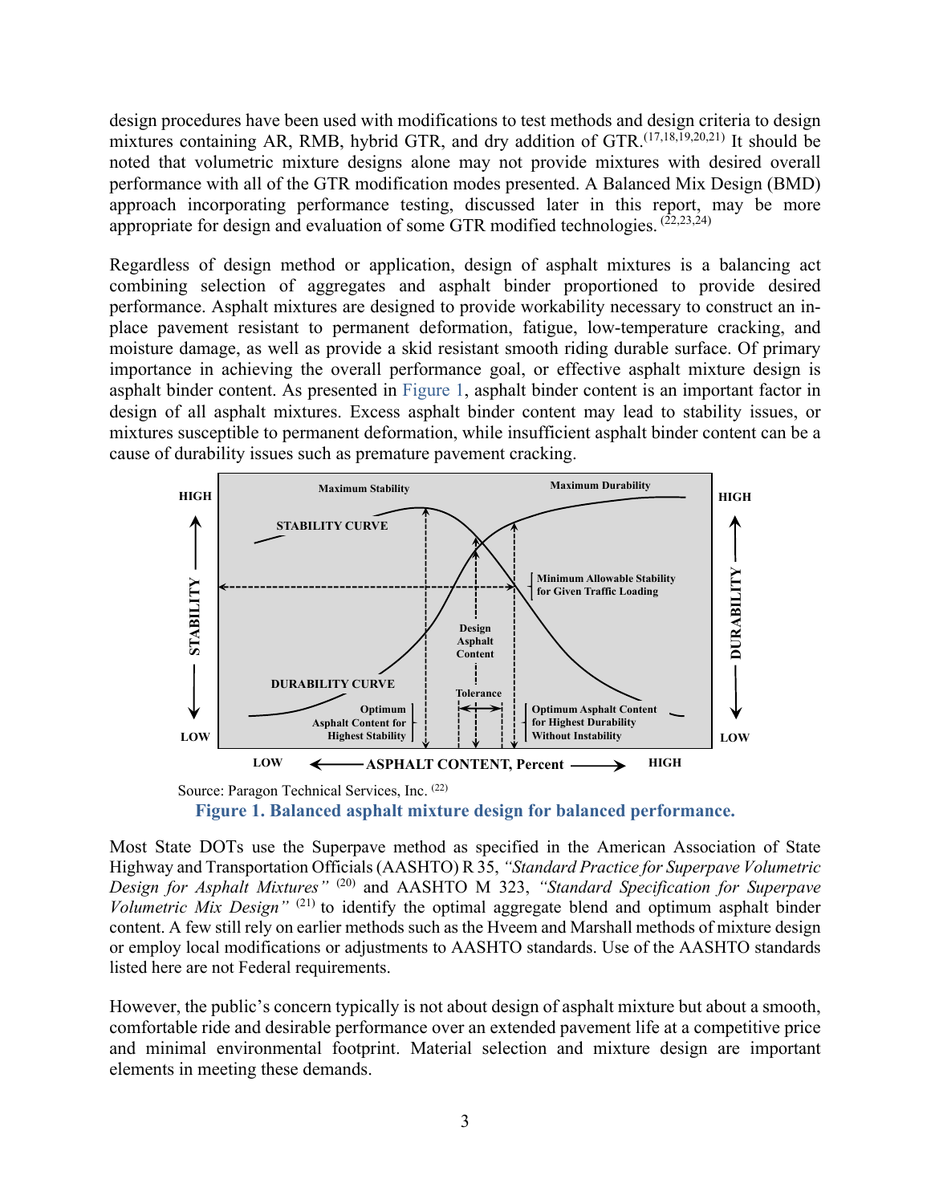design procedures have been used with modifications to test methods and design criteria to design mixtures containing AR, RMB, hybrid GTR, and dry addition of GTR.[17,18,19,20,21] It should be noted that volumetric mixture designs alone may not provide mixtures with desired overall performance with all of the GTR modification modes presented. A Balanced Mix Design (BMD) approach incorporating performance testing, discussed later in this report, may be more appropriate for design and evaluation of some GTR modified technologies. [22,23,24]

Regardless of design method or application, design of asphalt mixtures is a balancing act combining selection of aggregates and asphalt binder proportioned to provide desired performance. Asphalt mixtures are designed to provide workability necessary to construct an in-place pavement resistant to permanent deformation, fatigue, low-temperature cracking, and moisture damage, as well as provide a skid resistant smooth riding durable surface. Of primary importance in achieving the overall performance goal, or effective asphalt mixture design is asphalt binder content. As presented in Figure 1, asphalt binder content is an important factor in design of all asphalt mixtures. Excess asphalt binder content may lead to stability issues, or mixtures susceptible to permanent deformation, while insufficient asphalt binder content can be a cause of durability issues such as premature pavement cracking.

Source: Paragon Technical Services, Inc. [22]

**Figure 1. Balanced asphalt mixture design for balanced performance.**

Most State DOTs use the Superpave method as specified in the American Association of State Highway and Transportation Officials (AASHTO) R 35, *"Standard Practice for Superpave Volumetric Design for Asphalt Mixtures"* [20] and AASHTO M 323, *"Standard Specification for Superpave Volumetric Mix Design"* [21] to identify the optimal aggregate blend and optimum asphalt binder content. A few still rely on earlier methods such as the Hveem and Marshall methods of mixture design or employ local modifications or adjustments to AASHTO standards. Use of the AASHTO standards listed here are not Federal requirements.

However, the public's concern typically is not about design of asphalt mixture but about a smooth, comfortable ride and desirable performance over an extended pavement life at a competitive price and minimal environmental footprint. Material selection and mixture design are important elements in meeting these demands.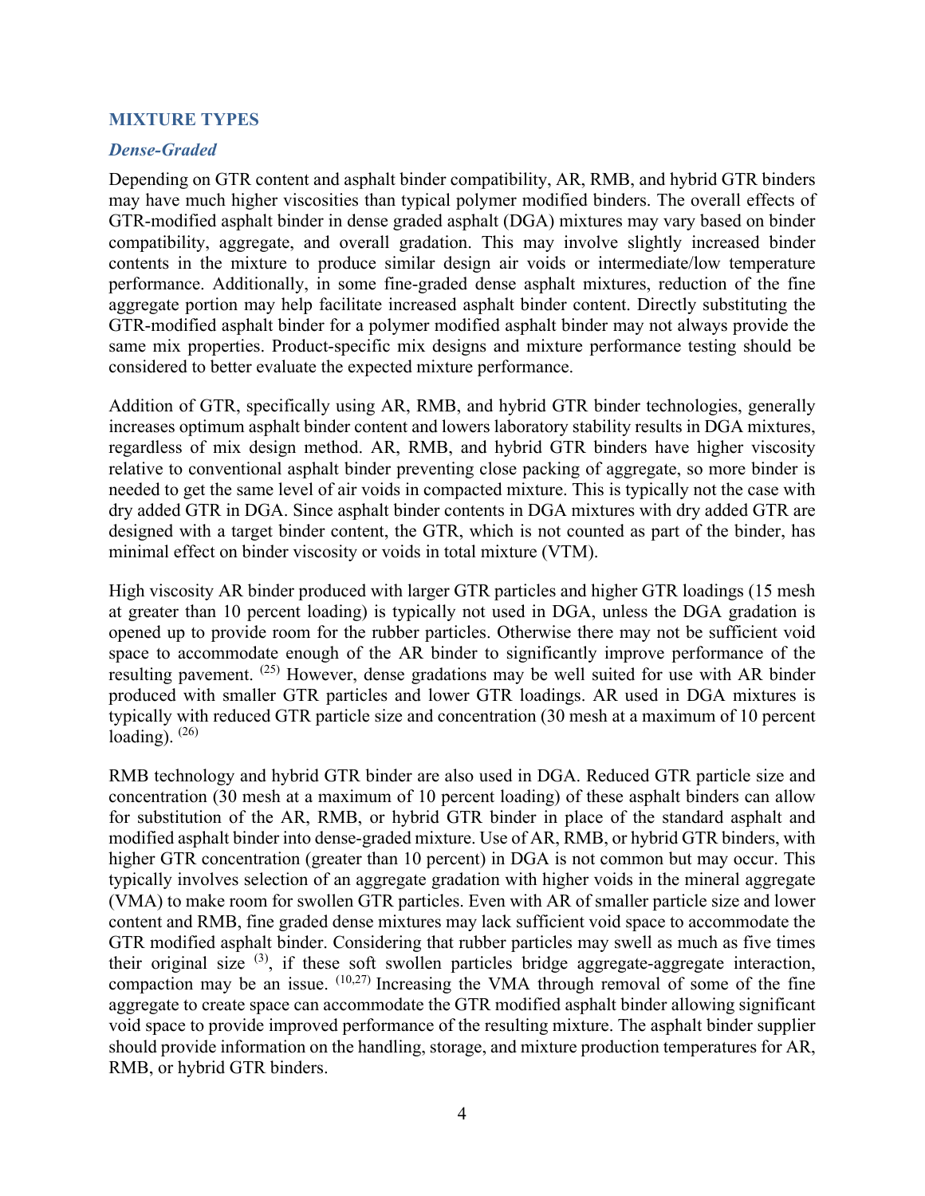## MIXTURE TYPES

### *Dense-Graded*

Depending on GTR content and asphalt binder compatibility, AR, RMB, and hybrid GTR binders may have much higher viscosities than typical polymer modified binders. The overall effects of GTR-modified asphalt binder in dense graded asphalt (DGA) mixtures may vary based on binder compatibility, aggregate, and overall gradation. This may involve slightly increased binder contents in the mixture to produce similar design air voids or intermediate/low temperature performance. Additionally, in some fine-graded dense asphalt mixtures, reduction of the fine aggregate portion may help facilitate increased asphalt binder content. Directly substituting the GTR-modified asphalt binder for a polymer modified asphalt binder may not always provide the same mix properties. Product-specific mix designs and mixture performance testing should be considered to better evaluate the expected mixture performance.

Addition of GTR, specifically using AR, RMB, and hybrid GTR binder technologies, generally increases optimum asphalt binder content and lowers laboratory stability results in DGA mixtures, regardless of mix design method. AR, RMB, and hybrid GTR binders have higher viscosity relative to conventional asphalt binder preventing close packing of aggregate, so more binder is needed to get the same level of air voids in compacted mixture. This is typically not the case with dry added GTR in DGA. Since asphalt binder contents in DGA mixtures with dry added GTR are designed with a target binder content, the GTR, which is not counted as part of the binder, has minimal effect on binder viscosity or voids in total mixture (VTM).

High viscosity AR binder produced with larger GTR particles and higher GTR loadings (15 mesh at greater than 10 percent loading) is typically not used in DGA, unless the DGA gradation is opened up to provide room for the rubber particles. Otherwise there may not be sufficient void space to accommodate enough of the AR binder to significantly improve performance of the resulting pavement. [25] However, dense gradations may be well suited for use with AR binder produced with smaller GTR particles and lower GTR loadings. AR used in DGA mixtures is typically with reduced GTR particle size and concentration (30 mesh at a maximum of 10 percent loading). [26]

RMB technology and hybrid GTR binder are also used in DGA. Reduced GTR particle size and concentration (30 mesh at a maximum of 10 percent loading) of these asphalt binders can allow for substitution of the AR, RMB, or hybrid GTR binder in place of the standard asphalt and modified asphalt binder into dense-graded mixture. Use of AR, RMB, or hybrid GTR binders, with higher GTR concentration (greater than 10 percent) in DGA is not common but may occur. This typically involves selection of an aggregate gradation with higher voids in the mineral aggregate (VMA) to make room for swollen GTR particles. Even with AR of smaller particle size and lower content and RMB, fine graded dense mixtures may lack sufficient void space to accommodate the GTR modified asphalt binder. Considering that rubber particles may swell as much as five times their original size [3], if these soft swollen particles bridge aggregate-aggregate interaction, compaction may be an issue. [10,27] Increasing the VMA through removal of some of the fine aggregate to create space can accommodate the GTR modified asphalt binder allowing significant void space to provide improved performance of the resulting mixture. The asphalt binder supplier should provide information on the handling, storage, and mixture production temperatures for AR, RMB, or hybrid GTR binders.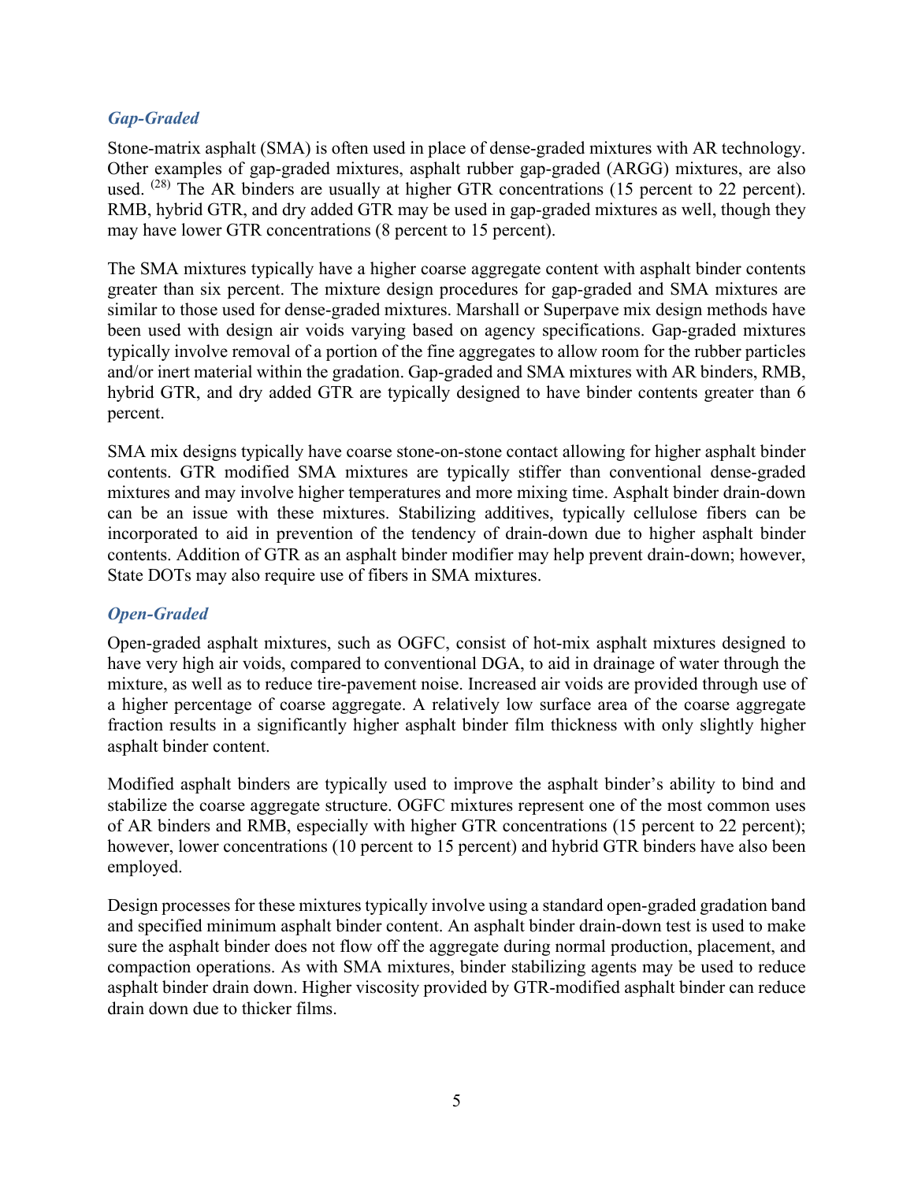### *Gap-Graded*

Stone-matrix asphalt (SMA) is often used in place of dense-graded mixtures with AR technology. Other examples of gap-graded mixtures, asphalt rubber gap-graded (ARGG) mixtures, are also used. [28] The AR binders are usually at higher GTR concentrations (15 percent to 22 percent). RMB, hybrid GTR, and dry added GTR may be used in gap-graded mixtures as well, though they may have lower GTR concentrations (8 percent to 15 percent).

The SMA mixtures typically have a higher coarse aggregate content with asphalt binder contents greater than six percent. The mixture design procedures for gap-graded and SMA mixtures are similar to those used for dense-graded mixtures. Marshall or Superpave mix design methods have been used with design air voids varying based on agency specifications. Gap-graded mixtures typically involve removal of a portion of the fine aggregates to allow room for the rubber particles and/or inert material within the gradation. Gap-graded and SMA mixtures with AR binders, RMB, hybrid GTR, and dry added GTR are typically designed to have binder contents greater than 6 percent.

SMA mix designs typically have coarse stone-on-stone contact allowing for higher asphalt binder contents. GTR modified SMA mixtures are typically stiffer than conventional dense-graded mixtures and may involve higher temperatures and more mixing time. Asphalt binder drain-down can be an issue with these mixtures. Stabilizing additives, typically cellulose fibers can be incorporated to aid in prevention of the tendency of drain-down due to higher asphalt binder contents. Addition of GTR as an asphalt binder modifier may help prevent drain-down; however, State DOTs may also require use of fibers in SMA mixtures.

### *Open-Graded*

Open-graded asphalt mixtures, such as OGFC, consist of hot-mix asphalt mixtures designed to have very high air voids, compared to conventional DGA, to aid in drainage of water through the mixture, as well as to reduce tire-pavement noise. Increased air voids are provided through use of a higher percentage of coarse aggregate. A relatively low surface area of the coarse aggregate fraction results in a significantly higher asphalt binder film thickness with only slightly higher asphalt binder content.

Modified asphalt binders are typically used to improve the asphalt binder's ability to bind and stabilize the coarse aggregate structure. OGFC mixtures represent one of the most common uses of AR binders and RMB, especially with higher GTR concentrations (15 percent to 22 percent); however, lower concentrations (10 percent to 15 percent) and hybrid GTR binders have also been employed.

Design processes for these mixtures typically involve using a standard open-graded gradation band and specified minimum asphalt binder content. An asphalt binder drain-down test is used to make sure the asphalt binder does not flow off the aggregate during normal production, placement, and compaction operations. As with SMA mixtures, binder stabilizing agents may be used to reduce asphalt binder drain down. Higher viscosity provided by GTR-modified asphalt binder can reduce drain down due to thicker films.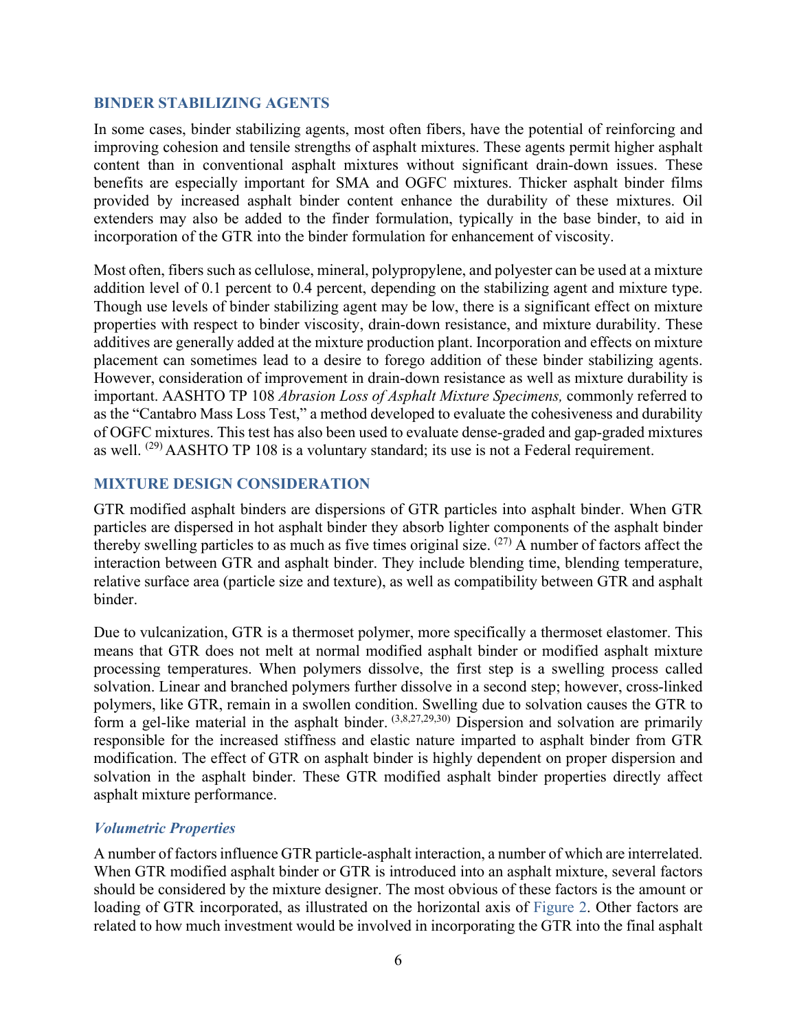## BINDER STABILIZING AGENTS

In some cases, binder stabilizing agents, most often fibers, have the potential of reinforcing and improving cohesion and tensile strengths of asphalt mixtures. These agents permit higher asphalt content than in conventional asphalt mixtures without significant drain-down issues. These benefits are especially important for SMA and OGFC mixtures. Thicker asphalt binder films provided by increased asphalt binder content enhance the durability of these mixtures. Oil extenders may also be added to the finder formulation, typically in the base binder, to aid in incorporation of the GTR into the binder formulation for enhancement of viscosity.

Most often, fibers such as cellulose, mineral, polypropylene, and polyester can be used at a mixture addition level of 0.1 percent to 0.4 percent, depending on the stabilizing agent and mixture type. Though use levels of binder stabilizing agent may be low, there is a significant effect on mixture properties with respect to binder viscosity, drain-down resistance, and mixture durability. These additives are generally added at the mixture production plant. Incorporation and effects on mixture placement can sometimes lead to a desire to forego addition of these binder stabilizing agents. However, consideration of improvement in drain-down resistance as well as mixture durability is important. AASHTO TP 108 *Abrasion Loss of Asphalt Mixture Specimens,* commonly referred to as the "Cantabro Mass Loss Test," a method developed to evaluate the cohesiveness and durability of OGFC mixtures. This test has also been used to evaluate dense-graded and gap-graded mixtures as well. [29] AASHTO TP 108 is a voluntary standard; its use is not a Federal requirement.

## MIXTURE DESIGN CONSIDERATION

GTR modified asphalt binders are dispersions of GTR particles into asphalt binder. When GTR particles are dispersed in hot asphalt binder they absorb lighter components of the asphalt binder thereby swelling particles to as much as five times original size. [27] A number of factors affect the interaction between GTR and asphalt binder. They include blending time, blending temperature, relative surface area (particle size and texture), as well as compatibility between GTR and asphalt binder.

Due to vulcanization, GTR is a thermoset polymer, more specifically a thermoset elastomer. This means that GTR does not melt at normal modified asphalt binder or modified asphalt mixture processing temperatures. When polymers dissolve, the first step is a swelling process called solvation. Linear and branched polymers further dissolve in a second step; however, cross-linked polymers, like GTR, remain in a swollen condition. Swelling due to solvation causes the GTR to form a gel-like material in the asphalt binder. [3,8,27,29,30] Dispersion and solvation are primarily responsible for the increased stiffness and elastic nature imparted to asphalt binder from GTR modification. The effect of GTR on asphalt binder is highly dependent on proper dispersion and solvation in the asphalt binder. These GTR modified asphalt binder properties directly affect asphalt mixture performance.

### *Volumetric Properties*

A number of factors influence GTR particle-asphalt interaction, a number of which are interrelated. When GTR modified asphalt binder or GTR is introduced into an asphalt mixture, several factors should be considered by the mixture designer. The most obvious of these factors is the amount or loading of GTR incorporated, as illustrated on the horizontal axis of Figure 2. Other factors are related to how much investment would be involved in incorporating the GTR into the final asphalt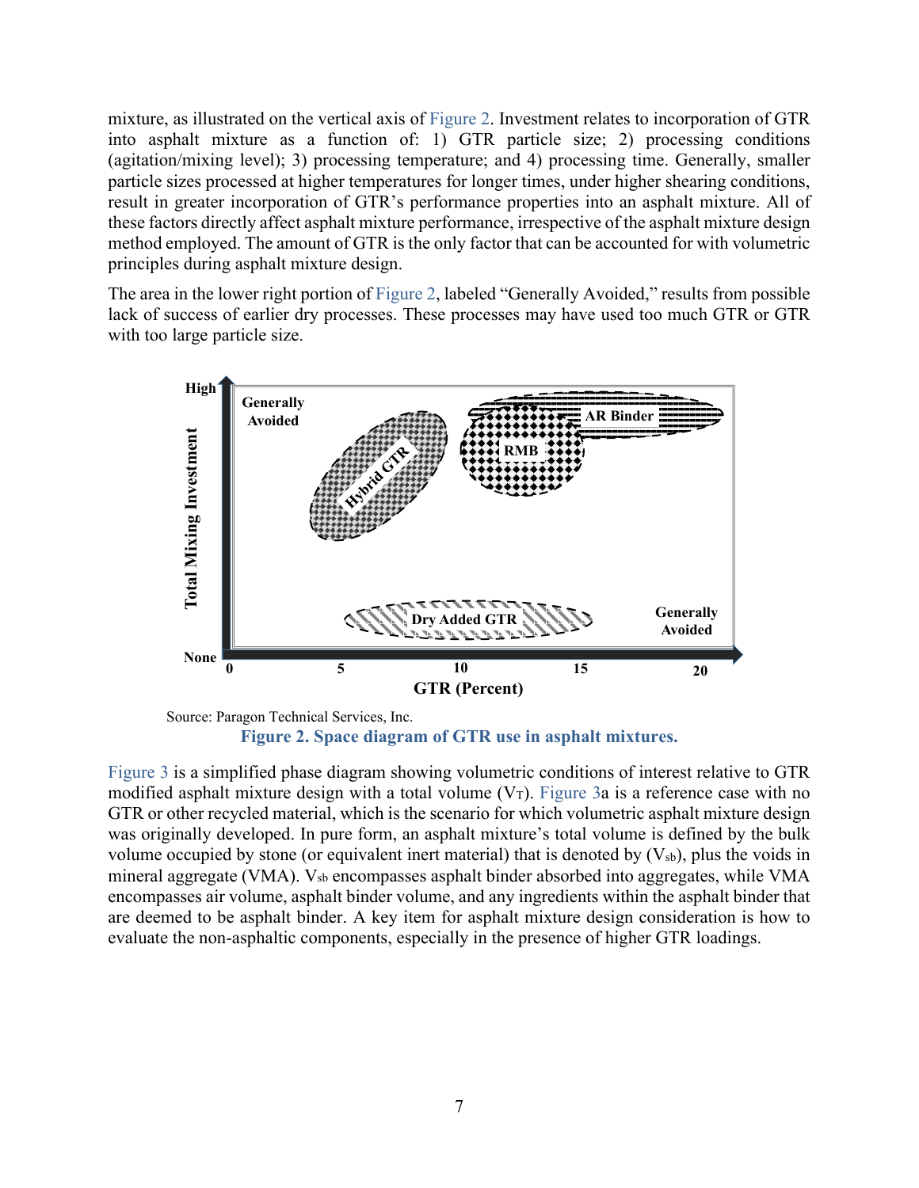mixture, as illustrated on the vertical axis of Figure 2. Investment relates to incorporation of GTR into asphalt mixture as a function of: 1) GTR particle size; 2) processing conditions (agitation/mixing level); 3) processing temperature; and 4) processing time. Generally, smaller particle sizes processed at higher temperatures for longer times, under higher shearing conditions, result in greater incorporation of GTR's performance properties into an asphalt mixture. All of these factors directly affect asphalt mixture performance, irrespective of the asphalt mixture design method employed. The amount of GTR is the only factor that can be accounted for with volumetric principles during asphalt mixture design.

The area in the lower right portion of Figure 2, labeled "Generally Avoided," results from possible lack of success of earlier dry processes. These processes may have used too much GTR or GTR with too large particle size.

Source: Paragon Technical Services, Inc.

**Figure 2. Space diagram of GTR use in asphalt mixtures.**

Figure 3 is a simplified phase diagram showing volumetric conditions of interest relative to GTR modified asphalt mixture design with a total volume ($V_T$). Figure 3a is a reference case with no GTR or other recycled material, which is the scenario for which volumetric asphalt mixture design was originally developed. In pure form, an asphalt mixture's total volume is defined by the bulk volume occupied by stone (or equivalent inert material) that is denoted by ($V_{sb}$), plus the voids in mineral aggregate (VMA). $V_{sb}$ encompasses asphalt binder absorbed into aggregates, while VMA encompasses air volume, asphalt binder volume, and any ingredients within the asphalt binder that are deemed to be asphalt binder. A key item for asphalt mixture design consideration is how to evaluate the non-asphaltic components, especially in the presence of higher GTR loadings.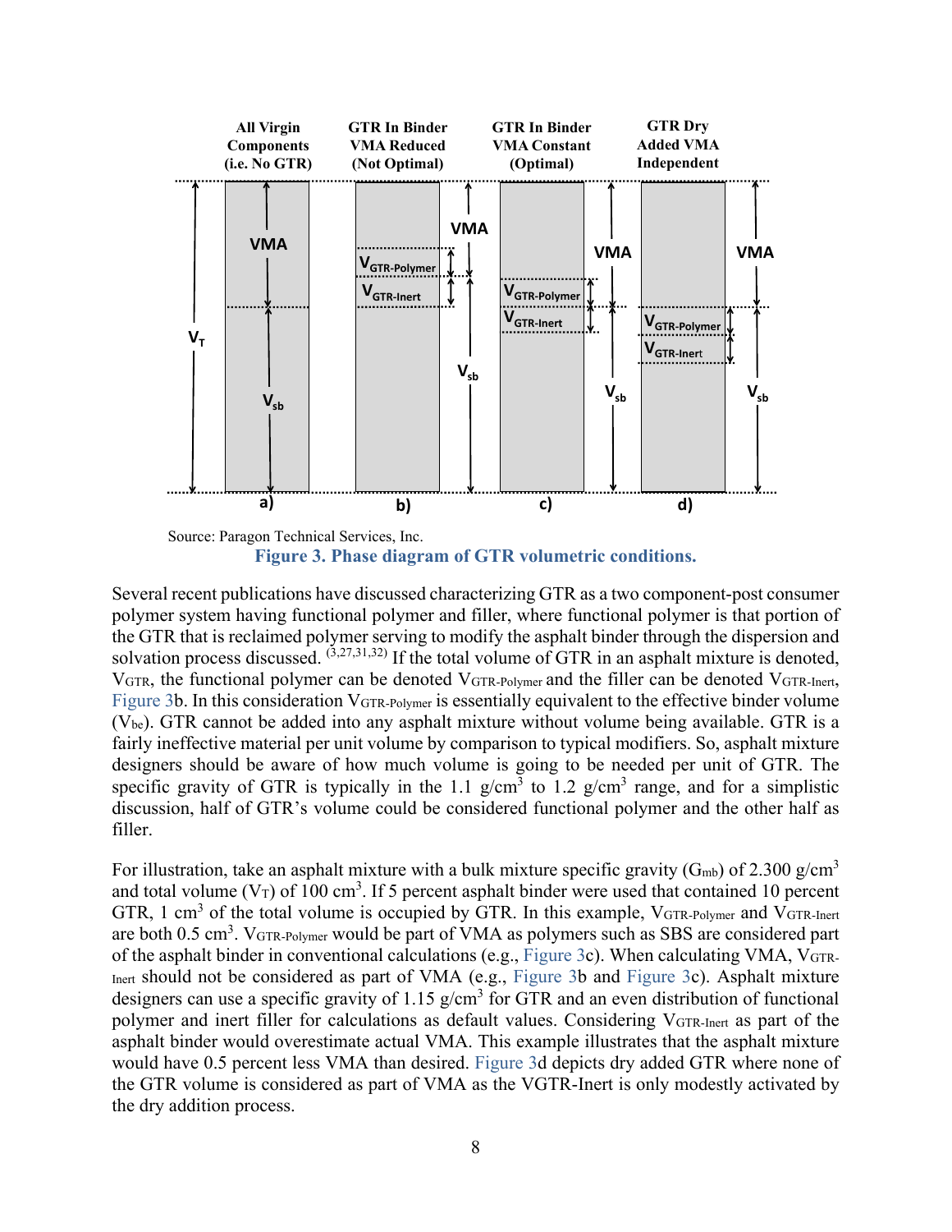Source: Paragon Technical Services, Inc.

**Figure 3. Phase diagram of GTR volumetric conditions.**

Several recent publications have discussed characterizing GTR as a two component-post consumer polymer system having functional polymer and filler, where functional polymer is that portion of the GTR that is reclaimed polymer serving to modify the asphalt binder through the dispersion and solvation process discussed. [3,27,31,32] If the total volume of GTR in an asphalt mixture is denoted, $V_{GTR}$, the functional polymer can be denoted $V_{GTR\text{-}Polymer}$ and the filler can be denoted $V_{GTR\text{-}Inert}$, Figure 3b. In this consideration $V_{GTR\text{-}Polymer}$ is essentially equivalent to the effective binder volume ($V_{be}$). GTR cannot be added into any asphalt mixture without volume being available. GTR is a fairly ineffective material per unit volume by comparison to typical modifiers. So, asphalt mixture designers should be aware of how much volume is going to be needed per unit of GTR. The specific gravity of GTR is typically in the 1.1 g/cm$^3$ to 1.2 g/cm$^3$ range, and for a simplistic discussion, half of GTR's volume could be considered functional polymer and the other half as filler.

For illustration, take an asphalt mixture with a bulk mixture specific gravity ($G_{mb}$) of 2.300 g/cm$^3$ and total volume ($V_T$) of 100 cm$^3$. If 5 percent asphalt binder were used that contained 10 percent GTR, 1 cm$^3$ of the total volume is occupied by GTR. In this example, $V_{GTR\text{-}Polymer}$ and $V_{GTR\text{-}Inert}$ are both 0.5 cm$^3$. $V_{GTR\text{-}Polymer}$ would be part of VMA as polymers such as SBS are considered part of the asphalt binder in conventional calculations (e.g., Figure 3c). When calculating VMA, $V_{GTR\text{-}Inert}$ should not be considered as part of VMA (e.g., Figure 3b and Figure 3c). Asphalt mixture designers can use a specific gravity of 1.15 g/cm$^3$ for GTR and an even distribution of functional polymer and inert filler for calculations as default values. Considering $V_{GTR\text{-}Inert}$ as part of the asphalt binder would overestimate actual VMA. This example illustrates that the asphalt mixture would have 0.5 percent less VMA than desired. Figure 3d depicts dry added GTR where none of the GTR volume is considered as part of VMA as the VGTR-Inert is only modestly activated by the dry addition process.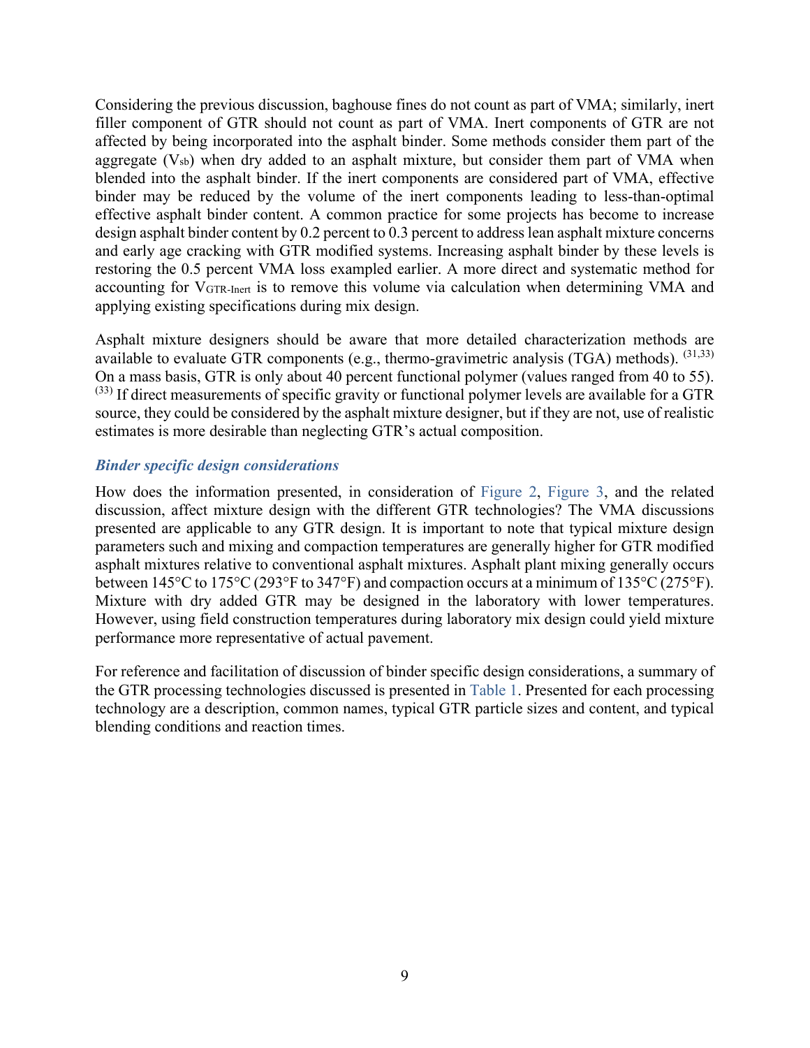Considering the previous discussion, baghouse fines do not count as part of VMA; similarly, inert filler component of GTR should not count as part of VMA. Inert components of GTR are not affected by being incorporated into the asphalt binder. Some methods consider them part of the aggregate ($V_{sb}$) when dry added to an asphalt mixture, but consider them part of VMA when blended into the asphalt binder. If the inert components are considered part of VMA, effective binder may be reduced by the volume of the inert components leading to less-than-optimal effective asphalt binder content. A common practice for some projects has become to increase design asphalt binder content by 0.2 percent to 0.3 percent to address lean asphalt mixture concerns and early age cracking with GTR modified systems. Increasing asphalt binder by these levels is restoring the 0.5 percent VMA loss exampled earlier. A more direct and systematic method for accounting for $V_{GTR\text{-}Inert}$ is to remove this volume via calculation when determining VMA and applying existing specifications during mix design.

Asphalt mixture designers should be aware that more detailed characterization methods are available to evaluate GTR components (e.g., thermo-gravimetric analysis (TGA) methods). [31,33] On a mass basis, GTR is only about 40 percent functional polymer (values ranged from 40 to 55). [33] If direct measurements of specific gravity or functional polymer levels are available for a GTR source, they could be considered by the asphalt mixture designer, but if they are not, use of realistic estimates is more desirable than neglecting GTR's actual composition.

### *Binder specific design considerations*

How does the information presented, in consideration of Figure 2, Figure 3, and the related discussion, affect mixture design with the different GTR technologies? The VMA discussions presented are applicable to any GTR design. It is important to note that typical mixture design parameters such and mixing and compaction temperatures are generally higher for GTR modified asphalt mixtures relative to conventional asphalt mixtures. Asphalt plant mixing generally occurs between 145°C to 175°C (293°F to 347°F) and compaction occurs at a minimum of 135°C (275°F). Mixture with dry added GTR may be designed in the laboratory with lower temperatures. However, using field construction temperatures during laboratory mix design could yield mixture performance more representative of actual pavement.

For reference and facilitation of discussion of binder specific design considerations, a summary of the GTR processing technologies discussed is presented in Table 1. Presented for each processing technology are a description, common names, typical GTR particle sizes and content, and typical blending conditions and reaction times.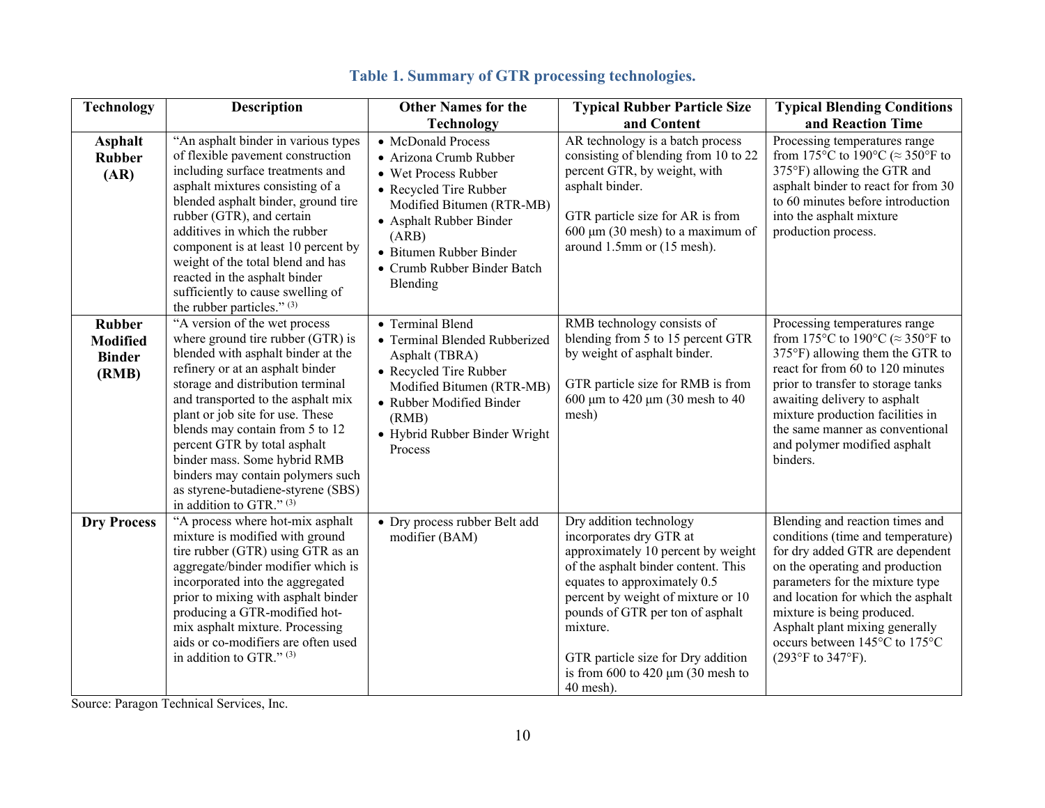**Table 1. Summary of GTR processing technologies.**

| Technology | Description | Other Names for the Technology | Typical Rubber Particle Size and Content | Typical Blending Conditions and Reaction Time |
|---|---|---|---|---|
| **Asphalt Rubber (AR)** | "An asphalt binder in various types of flexible pavement construction including surface treatments and asphalt mixtures consisting of a blended asphalt binder, ground tire rubber (GTR), and certain additives in which the rubber component is at least 10 percent by weight of the total blend and has reacted in the asphalt binder sufficiently to cause swelling of the rubber particles." [3] | • McDonald Process<br>• Arizona Crumb Rubber<br>• Wet Process Rubber<br>• Recycled Tire Rubber Modified Bitumen (RTR-MB)<br>• Asphalt Rubber Binder (ARB)<br>• Bitumen Rubber Binder<br>• Crumb Rubber Binder Batch Blending | AR technology is a batch process consisting of blending from 10 to 22 percent GTR, by weight, with asphalt binder.<br><br>GTR particle size for AR is from 600 µm (30 mesh) to a maximum of around 1.5mm or (15 mesh). | Processing temperatures range from 175°C to 190°C (≈ 350°F to 375°F) allowing the GTR and asphalt binder to react for from 30 to 60 minutes before introduction into the asphalt mixture production process. |
| **Rubber Modified Binder (RMB)** | "A version of the wet process where ground tire rubber (GTR) is blended with asphalt binder at the refinery or at an asphalt binder storage and distribution terminal and transported to the asphalt mix plant or job site for use. These blends may contain from 5 to 12 percent GTR by total asphalt binder mass. Some hybrid RMB binders may contain polymers such as styrene-butadiene-styrene (SBS) in addition to GTR." [3] | • Terminal Blend<br>• Terminal Blended Rubberized Asphalt (TBRA)<br>• Recycled Tire Rubber Modified Bitumen (RTR-MB)<br>• Rubber Modified Binder (RMB)<br>• Hybrid Rubber Binder Wright Process | RMB technology consists of blending from 5 to 15 percent GTR by weight of asphalt binder.<br><br>GTR particle size for RMB is from 600 µm to 420 µm (30 mesh to 40 mesh) | Processing temperatures range from 175°C to 190°C (≈ 350°F to 375°F) allowing the GTR to react for from 60 to 120 minutes prior to transfer to storage tanks awaiting delivery to asphalt mixture production facilities in the same manner as conventional and polymer modified asphalt binders. |
| **Dry Process** | "A process where hot-mix asphalt mixture is modified with ground tire rubber (GTR) using GTR as an aggregate/binder modifier which is incorporated into the aggregated prior to mixing with asphalt binder producing a GTR-modified hot-mix asphalt mixture. Processing aids or co-modifiers are often used in addition to GTR." [3] | • Dry process rubber Belt add modifier (BAM) | Dry addition technology incorporates dry GTR at approximately 10 percent by weight of the asphalt binder content. This equates to approximately 0.5 percent by weight of mixture or 10 pounds of GTR per ton of asphalt mixture.<br><br>GTR particle size for Dry addition is from 600 to 420 µm (30 mesh to 40 mesh). | Blending and reaction times and conditions (time and temperature) for dry added GTR are dependent on the operating and production parameters for the mixture type and location for which the asphalt mixture is being produced. Asphalt plant mixing generally occurs between 145°C to 175°C (293°F to 347°F). |

Source: Paragon Technical Services, Inc.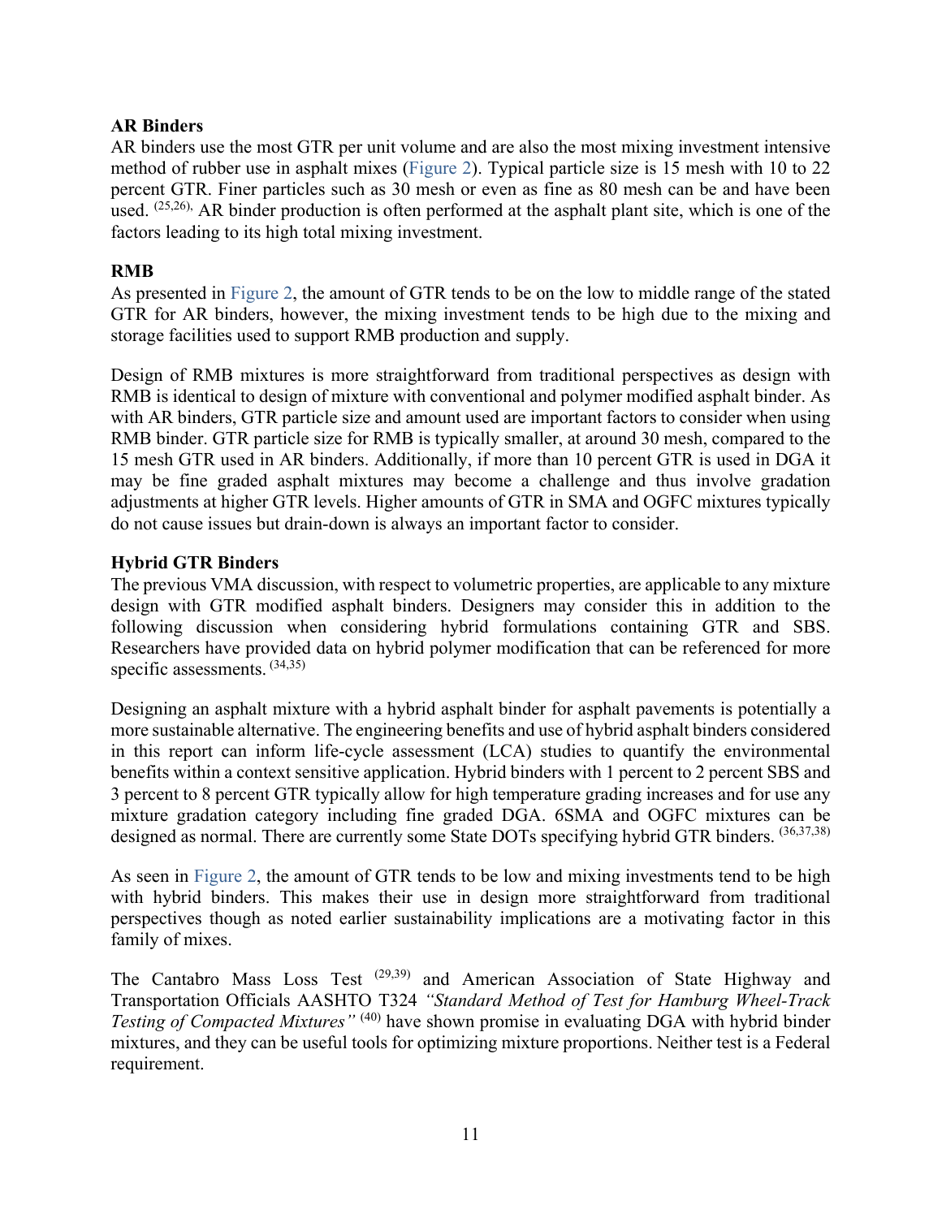**AR Binders**

AR binders use the most GTR per unit volume and are also the most mixing investment intensive method of rubber use in asphalt mixes (Figure 2). Typical particle size is 15 mesh with 10 to 22 percent GTR. Finer particles such as 30 mesh or even as fine as 80 mesh can be and have been used. [25,26], AR binder production is often performed at the asphalt plant site, which is one of the factors leading to its high total mixing investment.

**RMB**

As presented in Figure 2, the amount of GTR tends to be on the low to middle range of the stated GTR for AR binders, however, the mixing investment tends to be high due to the mixing and storage facilities used to support RMB production and supply.

Design of RMB mixtures is more straightforward from traditional perspectives as design with RMB is identical to design of mixture with conventional and polymer modified asphalt binder. As with AR binders, GTR particle size and amount used are important factors to consider when using RMB binder. GTR particle size for RMB is typically smaller, at around 30 mesh, compared to the 15 mesh GTR used in AR binders. Additionally, if more than 10 percent GTR is used in DGA it may be fine graded asphalt mixtures may become a challenge and thus involve gradation adjustments at higher GTR levels. Higher amounts of GTR in SMA and OGFC mixtures typically do not cause issues but drain-down is always an important factor to consider.

**Hybrid GTR Binders**

The previous VMA discussion, with respect to volumetric properties, are applicable to any mixture design with GTR modified asphalt binders. Designers may consider this in addition to the following discussion when considering hybrid formulations containing GTR and SBS. Researchers have provided data on hybrid polymer modification that can be referenced for more specific assessments. [34,35]

Designing an asphalt mixture with a hybrid asphalt binder for asphalt pavements is potentially a more sustainable alternative. The engineering benefits and use of hybrid asphalt binders considered in this report can inform life-cycle assessment (LCA) studies to quantify the environmental benefits within a context sensitive application. Hybrid binders with 1 percent to 2 percent SBS and 3 percent to 8 percent GTR typically allow for high temperature grading increases and for use any mixture gradation category including fine graded DGA. 6SMA and OGFC mixtures can be designed as normal. There are currently some State DOTs specifying hybrid GTR binders. [36,37,38]

As seen in Figure 2, the amount of GTR tends to be low and mixing investments tend to be high with hybrid binders. This makes their use in design more straightforward from traditional perspectives though as noted earlier sustainability implications are a motivating factor in this family of mixes.

The Cantabro Mass Loss Test [29,39] and American Association of State Highway and Transportation Officials AASHTO T324 *"Standard Method of Test for Hamburg Wheel-Track Testing of Compacted Mixtures"* [40] have shown promise in evaluating DGA with hybrid binder mixtures, and they can be useful tools for optimizing mixture proportions. Neither test is a Federal requirement.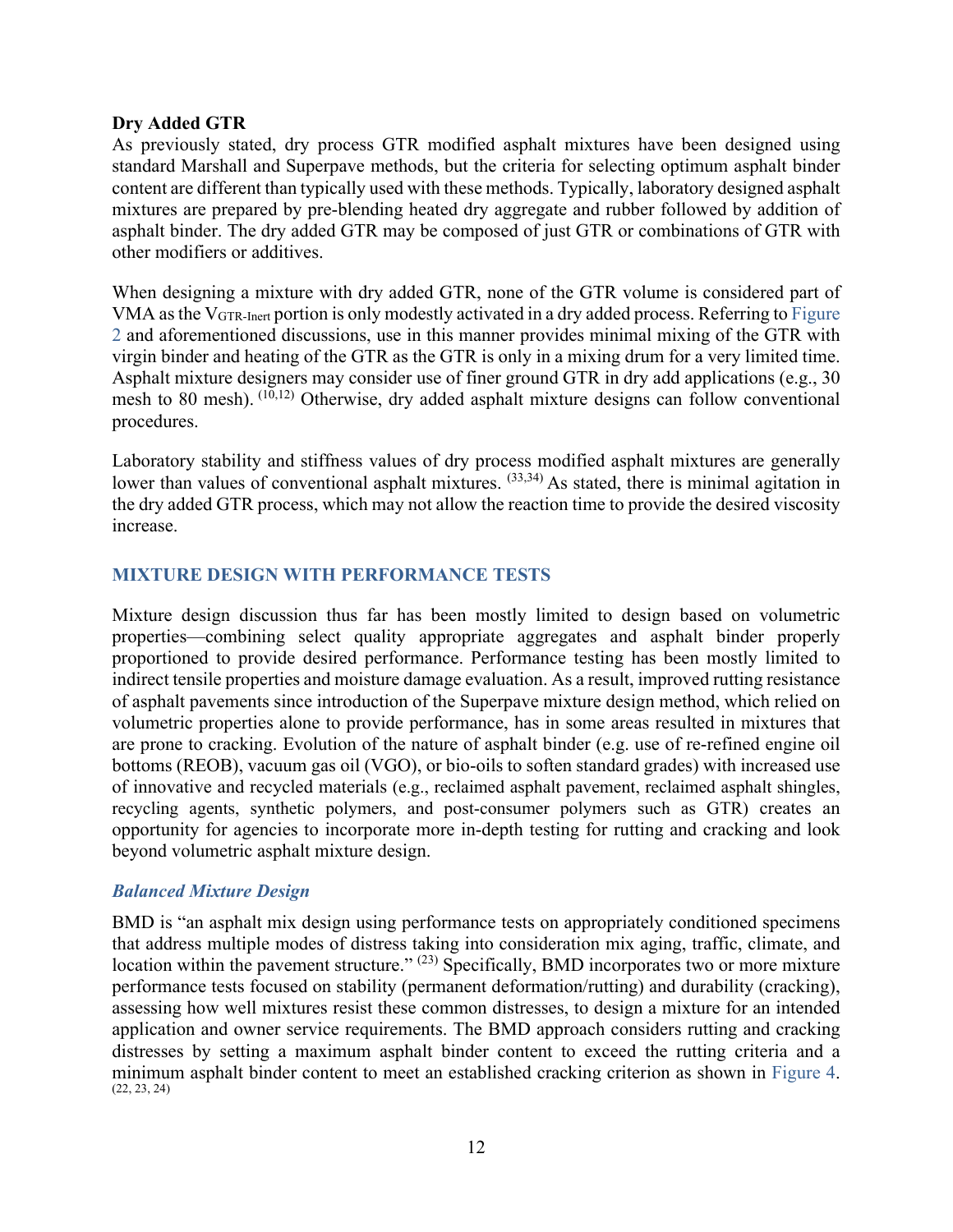**Dry Added GTR**

As previously stated, dry process GTR modified asphalt mixtures have been designed using standard Marshall and Superpave methods, but the criteria for selecting optimum asphalt binder content are different than typically used with these methods. Typically, laboratory designed asphalt mixtures are prepared by pre-blending heated dry aggregate and rubber followed by addition of asphalt binder. The dry added GTR may be composed of just GTR or combinations of GTR with other modifiers or additives.

When designing a mixture with dry added GTR, none of the GTR volume is considered part of VMA as the $V_{GTR\text{-}Inert}$ portion is only modestly activated in a dry added process. Referring to Figure 2 and aforementioned discussions, use in this manner provides minimal mixing of the GTR with virgin binder and heating of the GTR as the GTR is only in a mixing drum for a very limited time. Asphalt mixture designers may consider use of finer ground GTR in dry add applications (e.g., 30 mesh to 80 mesh). (10,12) Otherwise, dry added asphalt mixture designs can follow conventional procedures.

Laboratory stability and stiffness values of dry process modified asphalt mixtures are generally lower than values of conventional asphalt mixtures. (33,34) As stated, there is minimal agitation in the dry added GTR process, which may not allow the reaction time to provide the desired viscosity increase.

## MIXTURE DESIGN WITH PERFORMANCE TESTS

Mixture design discussion thus far has been mostly limited to design based on volumetric properties—combining select quality appropriate aggregates and asphalt binder properly proportioned to provide desired performance. Performance testing has been mostly limited to indirect tensile properties and moisture damage evaluation. As a result, improved rutting resistance of asphalt pavements since introduction of the Superpave mixture design method, which relied on volumetric properties alone to provide performance, has in some areas resulted in mixtures that are prone to cracking. Evolution of the nature of asphalt binder (e.g. use of re-refined engine oil bottoms (REOB), vacuum gas oil (VGO), or bio-oils to soften standard grades) with increased use of innovative and recycled materials (e.g., reclaimed asphalt pavement, reclaimed asphalt shingles, recycling agents, synthetic polymers, and post-consumer polymers such as GTR) creates an opportunity for agencies to incorporate more in-depth testing for rutting and cracking and look beyond volumetric asphalt mixture design.

### *Balanced Mixture Design*

BMD is "an asphalt mix design using performance tests on appropriately conditioned specimens that address multiple modes of distress taking into consideration mix aging, traffic, climate, and location within the pavement structure." (23) Specifically, BMD incorporates two or more mixture performance tests focused on stability (permanent deformation/rutting) and durability (cracking), assessing how well mixtures resist these common distresses, to design a mixture for an intended application and owner service requirements. The BMD approach considers rutting and cracking distresses by setting a maximum asphalt binder content to exceed the rutting criteria and a minimum asphalt binder content to meet an established cracking criterion as shown in Figure 4. (22, 23, 24)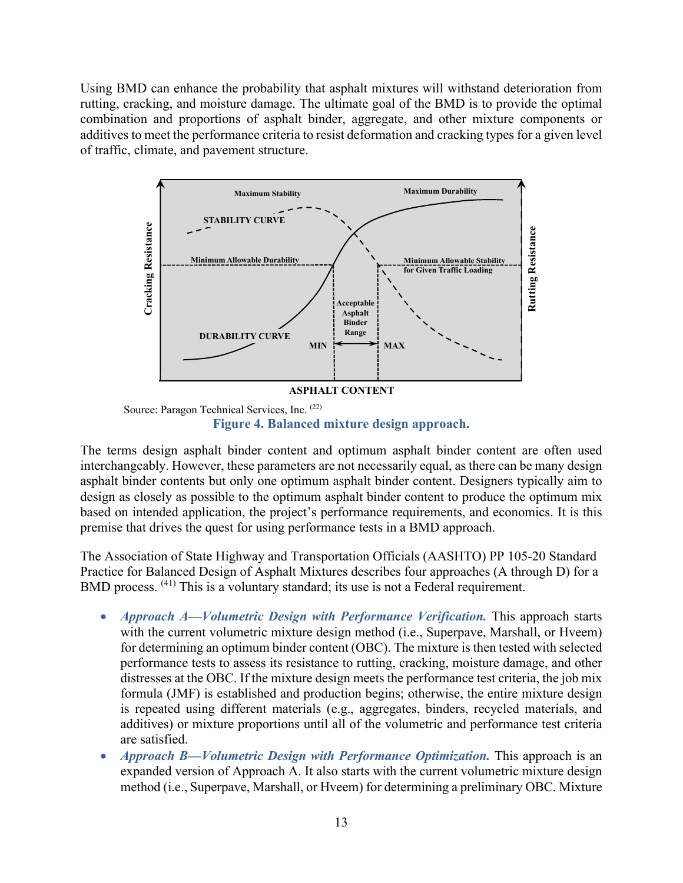Using BMD can enhance the probability that asphalt mixtures will withstand deterioration from rutting, cracking, and moisture damage. The ultimate goal of the BMD is to provide the optimal combination and proportions of asphalt binder, aggregate, and other mixture components or additives to meet the performance criteria to resist deformation and cracking types for a given level of traffic, climate, and pavement structure.

Source: Paragon Technical Services, Inc. [22]

**Figure 4. Balanced mixture design approach.**

The terms design asphalt binder content and optimum asphalt binder content are often used interchangeably. However, these parameters are not necessarily equal, as there can be many design asphalt binder contents but only one optimum asphalt binder content. Designers typically aim to design as closely as possible to the optimum asphalt binder content to produce the optimum mix based on intended application, the project's performance requirements, and economics. It is this premise that drives the quest for using performance tests in a BMD approach.

The Association of State Highway and Transportation Officials (AASHTO) PP 105-20 Standard Practice for Balanced Design of Asphalt Mixtures describes four approaches (A through D) for a BMD process. [41] This is a voluntary standard; its use is not a Federal requirement.

- *Approach A—Volumetric Design with Performance Verification.* This approach starts with the current volumetric mixture design method (i.e., Superpave, Marshall, or Hveem) for determining an optimum binder content (OBC). The mixture is then tested with selected performance tests to assess its resistance to rutting, cracking, moisture damage, and other distresses at the OBC. If the mixture design meets the performance test criteria, the job mix formula (JMF) is established and production begins; otherwise, the entire mixture design is repeated using different materials (e.g., aggregates, binders, recycled materials, and additives) or mixture proportions until all of the volumetric and performance test criteria are satisfied.
- *Approach B—Volumetric Design with Performance Optimization.* This approach is an expanded version of Approach A. It also starts with the current volumetric mixture design method (i.e., Superpave, Marshall, or Hveem) for determining a preliminary OBC. Mixture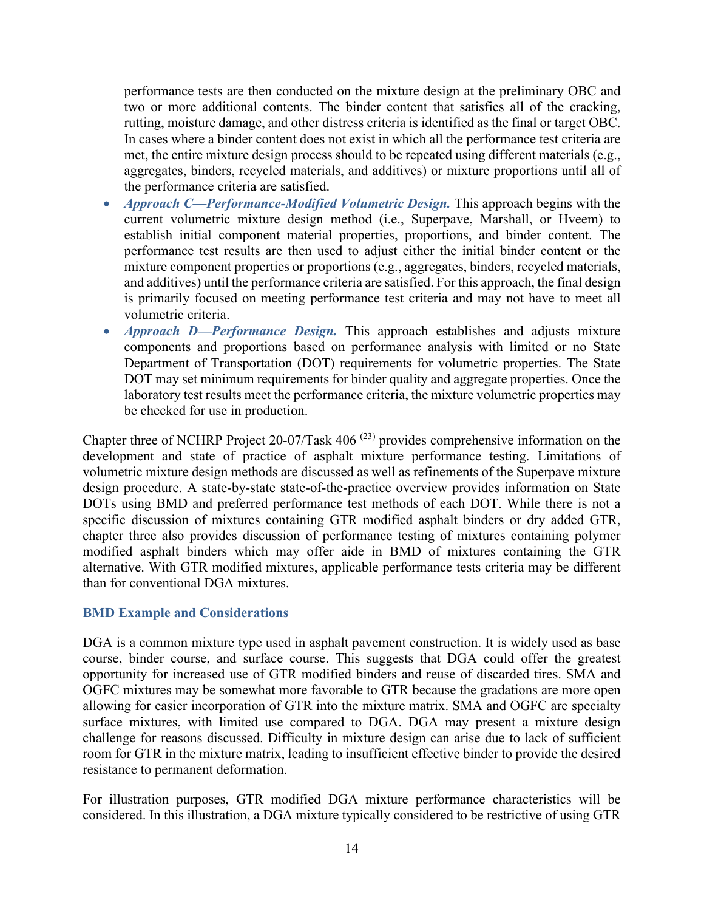performance tests are then conducted on the mixture design at the preliminary OBC and two or more additional contents. The binder content that satisfies all of the cracking, rutting, moisture damage, and other distress criteria is identified as the final or target OBC. In cases where a binder content does not exist in which all the performance test criteria are met, the entire mixture design process should to be repeated using different materials (e.g., aggregates, binders, recycled materials, and additives) or mixture proportions until all of the performance criteria are satisfied.

- ***Approach C—Performance-Modified Volumetric Design.*** This approach begins with the current volumetric mixture design method (i.e., Superpave, Marshall, or Hveem) to establish initial component material properties, proportions, and binder content. The performance test results are then used to adjust either the initial binder content or the mixture component properties or proportions (e.g., aggregates, binders, recycled materials, and additives) until the performance criteria are satisfied. For this approach, the final design is primarily focused on meeting performance test criteria and may not have to meet all volumetric criteria.
- ***Approach D—Performance Design.*** This approach establishes and adjusts mixture components and proportions based on performance analysis with limited or no State Department of Transportation (DOT) requirements for volumetric properties. The State DOT may set minimum requirements for binder quality and aggregate properties. Once the laboratory test results meet the performance criteria, the mixture volumetric properties may be checked for use in production.

Chapter three of NCHRP Project 20-07/Task 406 [23] provides comprehensive information on the development and state of practice of asphalt mixture performance testing. Limitations of volumetric mixture design methods are discussed as well as refinements of the Superpave mixture design procedure. A state-by-state state-of-the-practice overview provides information on State DOTs using BMD and preferred performance test methods of each DOT. While there is not a specific discussion of mixtures containing GTR modified asphalt binders or dry added GTR, chapter three also provides discussion of performance testing of mixtures containing polymer modified asphalt binders which may offer aide in BMD of mixtures containing the GTR alternative. With GTR modified mixtures, applicable performance tests criteria may be different than for conventional DGA mixtures.

### BMD Example and Considerations

DGA is a common mixture type used in asphalt pavement construction. It is widely used as base course, binder course, and surface course. This suggests that DGA could offer the greatest opportunity for increased use of GTR modified binders and reuse of discarded tires. SMA and OGFC mixtures may be somewhat more favorable to GTR because the gradations are more open allowing for easier incorporation of GTR into the mixture matrix. SMA and OGFC are specialty surface mixtures, with limited use compared to DGA. DGA may present a mixture design challenge for reasons discussed. Difficulty in mixture design can arise due to lack of sufficient room for GTR in the mixture matrix, leading to insufficient effective binder to provide the desired resistance to permanent deformation.

For illustration purposes, GTR modified DGA mixture performance characteristics will be considered. In this illustration, a DGA mixture typically considered to be restrictive of using GTR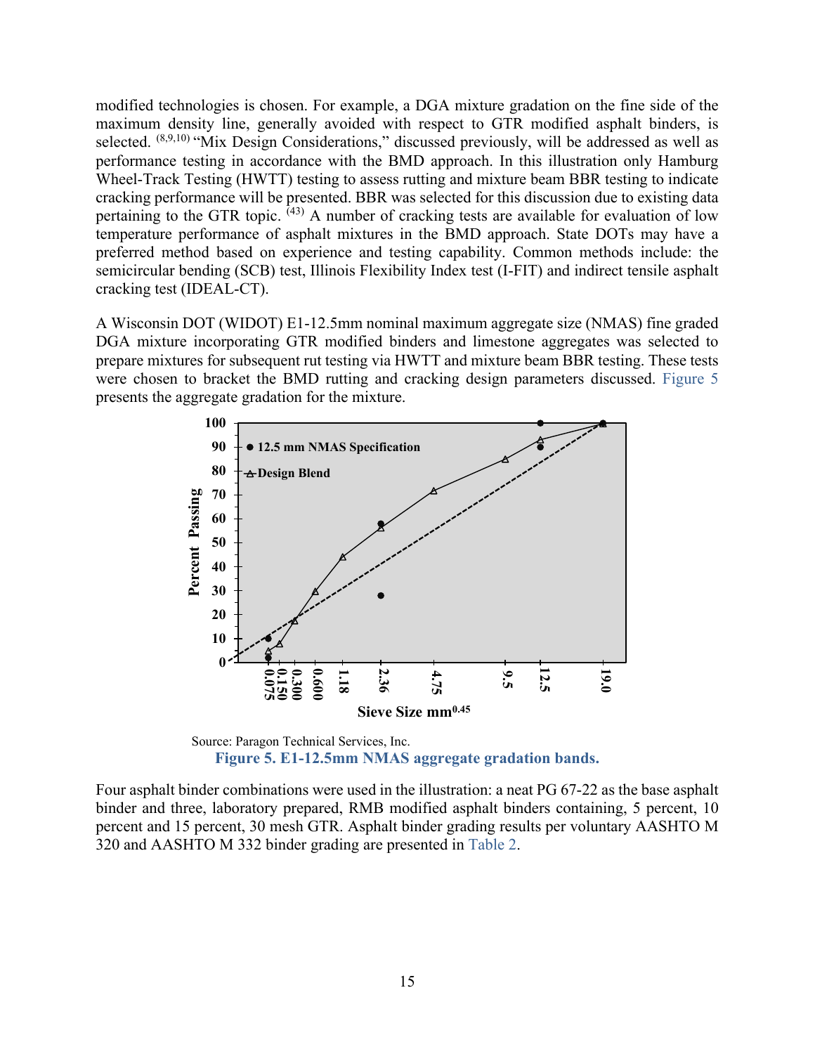modified technologies is chosen. For example, a DGA mixture gradation on the fine side of the maximum density line, generally avoided with respect to GTR modified asphalt binders, is selected. [8,9,10] "Mix Design Considerations," discussed previously, will be addressed as well as performance testing in accordance with the BMD approach. In this illustration only Hamburg Wheel-Track Testing (HWTT) testing to assess rutting and mixture beam BBR testing to indicate cracking performance will be presented. BBR was selected for this discussion due to existing data pertaining to the GTR topic. [43] A number of cracking tests are available for evaluation of low temperature performance of asphalt mixtures in the BMD approach. State DOTs may have a preferred method based on experience and testing capability. Common methods include: the semicircular bending (SCB) test, Illinois Flexibility Index test (I-FIT) and indirect tensile asphalt cracking test (IDEAL-CT).

A Wisconsin DOT (WIDOT) E1-12.5mm nominal maximum aggregate size (NMAS) fine graded DGA mixture incorporating GTR modified binders and limestone aggregates was selected to prepare mixtures for subsequent rut testing via HWTT and mixture beam BBR testing. These tests were chosen to bracket the BMD rutting and cracking design parameters discussed. Figure 5 presents the aggregate gradation for the mixture.

Source: Paragon Technical Services, Inc.

**Figure 5. E1-12.5mm NMAS aggregate gradation bands.**

Four asphalt binder combinations were used in the illustration: a neat PG 67-22 as the base asphalt binder and three, laboratory prepared, RMB modified asphalt binders containing, 5 percent, 10 percent and 15 percent, 30 mesh GTR. Asphalt binder grading results per voluntary AASHTO M 320 and AASHTO M 332 binder grading are presented in Table 2.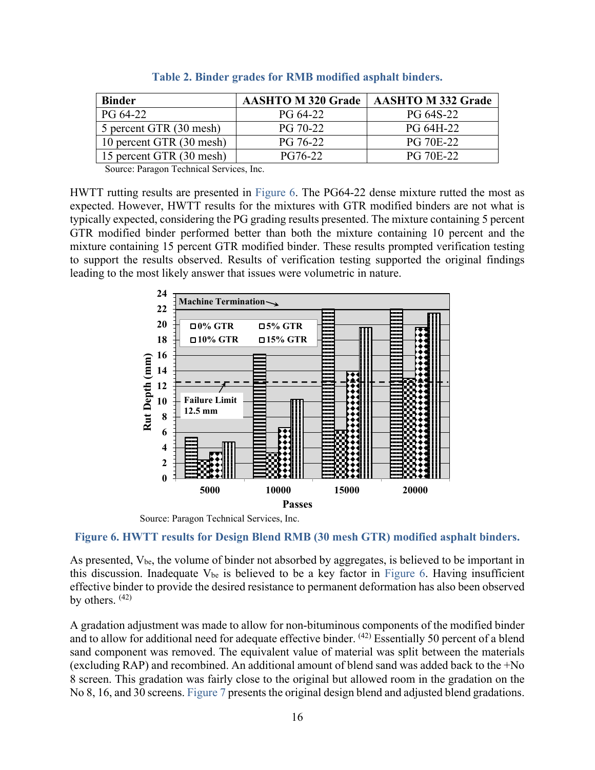**Table 2. Binder grades for RMB modified asphalt binders.**

| Binder | AASHTO M 320 Grade | AASHTO M 332 Grade |
|---|---|---|
| PG 64-22 | PG 64-22 | PG 64S-22 |
| 5 percent GTR (30 mesh) | PG 70-22 | PG 64H-22 |
| 10 percent GTR (30 mesh) | PG 76-22 | PG 70E-22 |
| 15 percent GTR (30 mesh) | PG76-22 | PG 70E-22 |

Source: Paragon Technical Services, Inc.

HWTT rutting results are presented in Figure 6. The PG64-22 dense mixture rutted the most as expected. However, HWTT results for the mixtures with GTR modified binders are not what is typically expected, considering the PG grading results presented. The mixture containing 5 percent GTR modified binder performed better than both the mixture containing 10 percent and the mixture containing 15 percent GTR modified binder. These results prompted verification testing to support the results observed. Results of verification testing supported the original findings leading to the most likely answer that issues were volumetric in nature.

Source: Paragon Technical Services, Inc.

**Figure 6. HWTT results for Design Blend RMB (30 mesh GTR) modified asphalt binders.**

As presented, $V_{be}$, the volume of binder not absorbed by aggregates, is believed to be important in this discussion. Inadequate $V_{be}$ is believed to be a key factor in Figure 6. Having insufficient effective binder to provide the desired resistance to permanent deformation has also been observed by others. [42]

A gradation adjustment was made to allow for non-bituminous components of the modified binder and to allow for additional need for adequate effective binder. [42] Essentially 50 percent of a blend sand component was removed. The equivalent value of material was split between the materials (excluding RAP) and recombined. An additional amount of blend sand was added back to the +No 8 screen. This gradation was fairly close to the original but allowed room in the gradation on the No 8, 16, and 30 screens. Figure 7 presents the original design blend and adjusted blend gradations.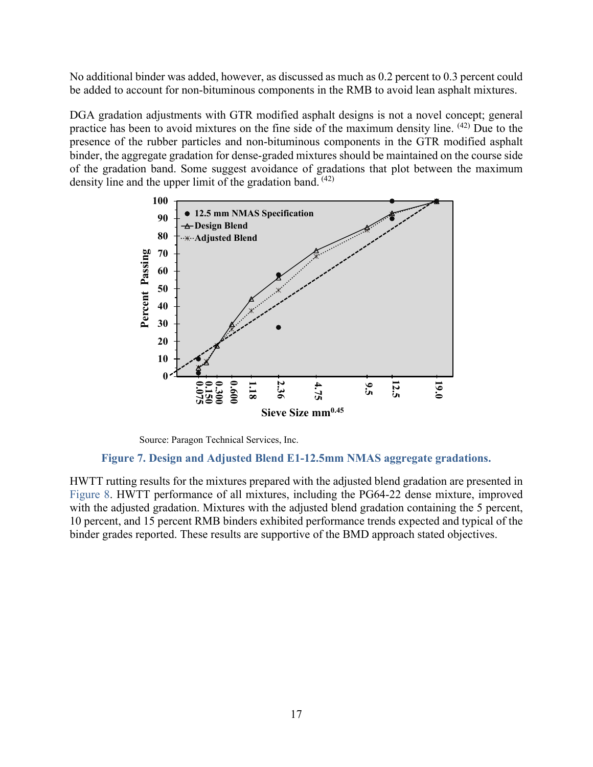No additional binder was added, however, as discussed as much as 0.2 percent to 0.3 percent could be added to account for non-bituminous components in the RMB to avoid lean asphalt mixtures.

DGA gradation adjustments with GTR modified asphalt designs is not a novel concept; general practice has been to avoid mixtures on the fine side of the maximum density line. [42] Due to the presence of the rubber particles and non-bituminous components in the GTR modified asphalt binder, the aggregate gradation for dense-graded mixtures should be maintained on the course side of the gradation band. Some suggest avoidance of gradations that plot between the maximum density line and the upper limit of the gradation band. [42]

Source: Paragon Technical Services, Inc.

**Figure 7. Design and Adjusted Blend E1-12.5mm NMAS aggregate gradations.**

HWTT rutting results for the mixtures prepared with the adjusted blend gradation are presented in Figure 8. HWTT performance of all mixtures, including the PG64-22 dense mixture, improved with the adjusted gradation. Mixtures with the adjusted blend gradation containing the 5 percent, 10 percent, and 15 percent RMB binders exhibited performance trends expected and typical of the binder grades reported. These results are supportive of the BMD approach stated objectives.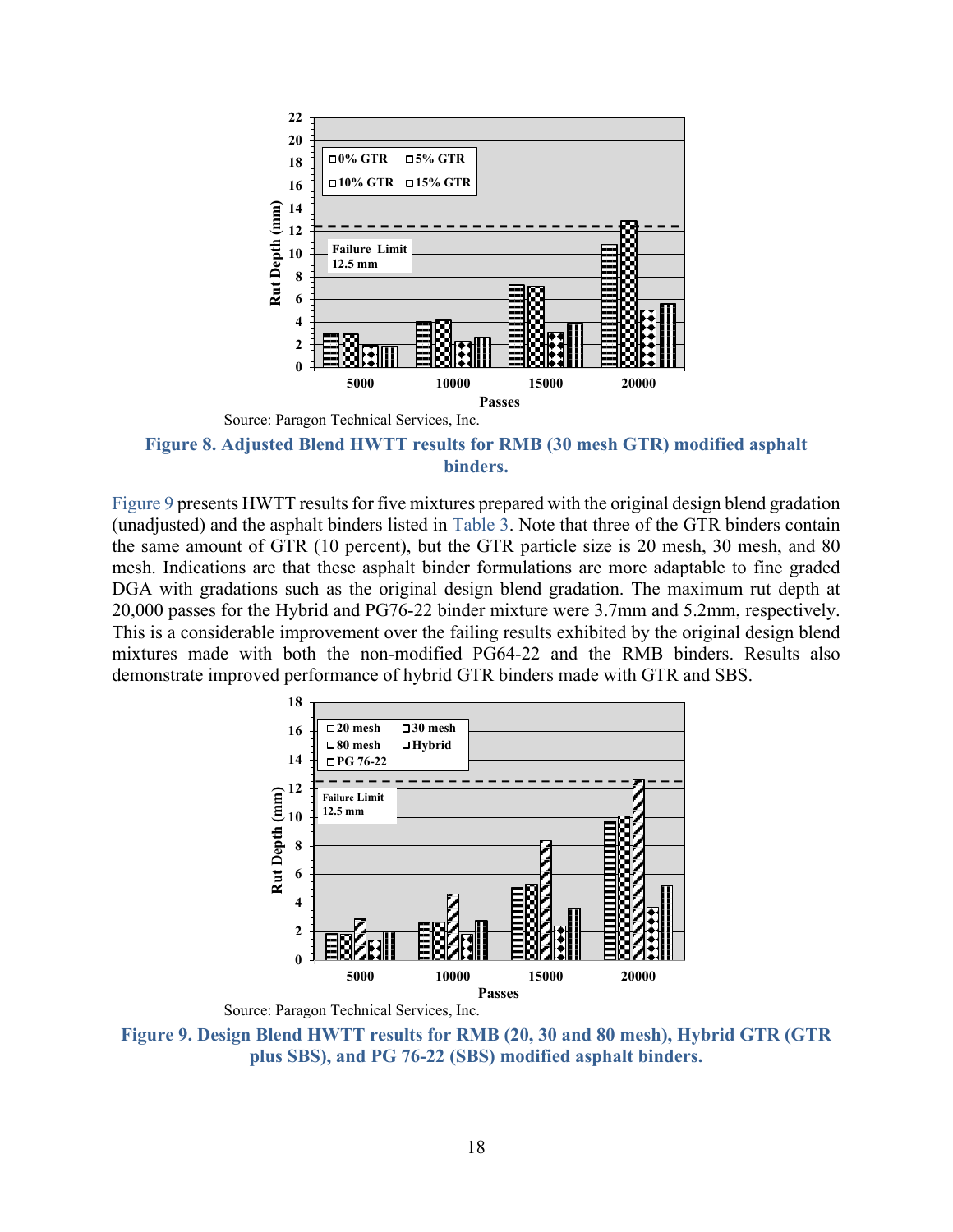Source: Paragon Technical Services, Inc.

**Figure 8. Adjusted Blend HWTT results for RMB (30 mesh GTR) modified asphalt binders.**

Figure 9 presents HWTT results for five mixtures prepared with the original design blend gradation (unadjusted) and the asphalt binders listed in Table 3. Note that three of the GTR binders contain the same amount of GTR (10 percent), but the GTR particle size is 20 mesh, 30 mesh, and 80 mesh. Indications are that these asphalt binder formulations are more adaptable to fine graded DGA with gradations such as the original design blend gradation. The maximum rut depth at 20,000 passes for the Hybrid and PG76-22 binder mixture were 3.7mm and 5.2mm, respectively. This is a considerable improvement over the failing results exhibited by the original design blend mixtures made with both the non-modified PG64-22 and the RMB binders. Results also demonstrate improved performance of hybrid GTR binders made with GTR and SBS.

Source: Paragon Technical Services, Inc.

**Figure 9. Design Blend HWTT results for RMB (20, 30 and 80 mesh), Hybrid GTR (GTR plus SBS), and PG 76-22 (SBS) modified asphalt binders.**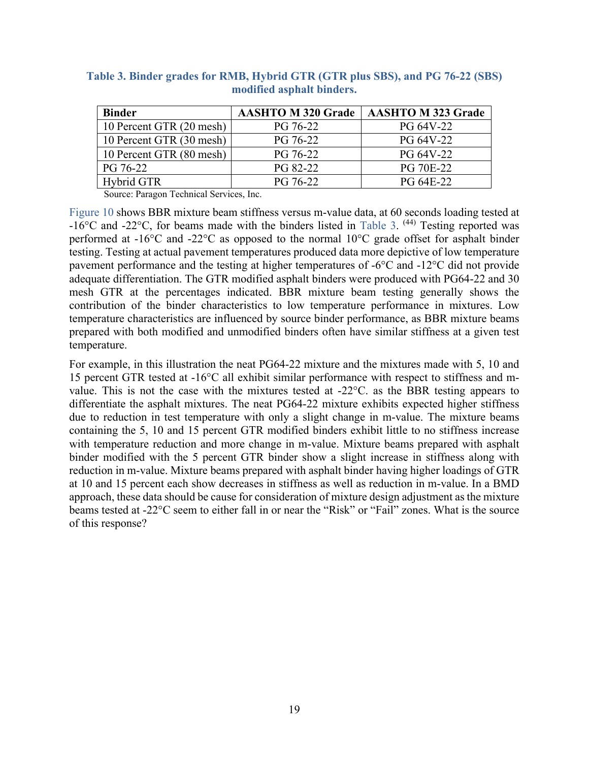**Table 3. Binder grades for RMB, Hybrid GTR (GTR plus SBS), and PG 76-22 (SBS) modified asphalt binders.**

| Binder | AASHTO M 320 Grade | AASHTO M 323 Grade |
|---|---|---|
| 10 Percent GTR (20 mesh) | PG 76-22 | PG 64V-22 |
| 10 Percent GTR (30 mesh) | PG 76-22 | PG 64V-22 |
| 10 Percent GTR (80 mesh) | PG 76-22 | PG 64V-22 |
| PG 76-22 | PG 82-22 | PG 70E-22 |
| Hybrid GTR | PG 76-22 | PG 64E-22 |

Source: Paragon Technical Services, Inc.

Figure 10 shows BBR mixture beam stiffness versus m-value data, at 60 seconds loading tested at -16°C and -22°C, for beams made with the binders listed in Table 3. [44] Testing reported was performed at -16°C and -22°C as opposed to the normal 10°C grade offset for asphalt binder testing. Testing at actual pavement temperatures produced data more depictive of low temperature pavement performance and the testing at higher temperatures of -6°C and -12°C did not provide adequate differentiation. The GTR modified asphalt binders were produced with PG64-22 and 30 mesh GTR at the percentages indicated. BBR mixture beam testing generally shows the contribution of the binder characteristics to low temperature performance in mixtures. Low temperature characteristics are influenced by source binder performance, as BBR mixture beams prepared with both modified and unmodified binders often have similar stiffness at a given test temperature.

For example, in this illustration the neat PG64-22 mixture and the mixtures made with 5, 10 and 15 percent GTR tested at -16°C all exhibit similar performance with respect to stiffness and m-value. This is not the case with the mixtures tested at -22°C. as the BBR testing appears to differentiate the asphalt mixtures. The neat PG64-22 mixture exhibits expected higher stiffness due to reduction in test temperature with only a slight change in m-value. The mixture beams containing the 5, 10 and 15 percent GTR modified binders exhibit little to no stiffness increase with temperature reduction and more change in m-value. Mixture beams prepared with asphalt binder modified with the 5 percent GTR binder show a slight increase in stiffness along with reduction in m-value. Mixture beams prepared with asphalt binder having higher loadings of GTR at 10 and 15 percent each show decreases in stiffness as well as reduction in m-value. In a BMD approach, these data should be cause for consideration of mixture design adjustment as the mixture beams tested at -22°C seem to either fall in or near the "Risk" or "Fail" zones. What is the source of this response?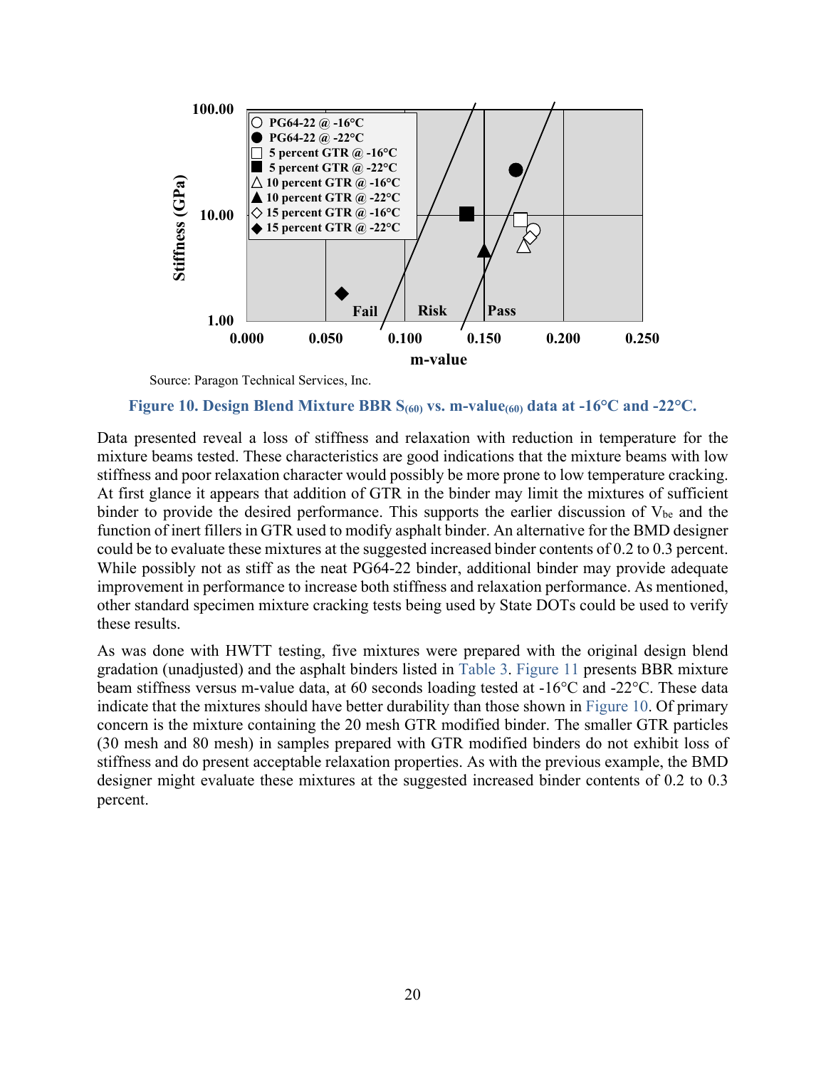Source: Paragon Technical Services, Inc.

**Figure 10. Design Blend Mixture BBR $S_{(60)}$ vs. m-value$_{(60)}$ data at -16°C and -22°C.**

Data presented reveal a loss of stiffness and relaxation with reduction in temperature for the mixture beams tested. These characteristics are good indications that the mixture beams with low stiffness and poor relaxation character would possibly be more prone to low temperature cracking. At first glance it appears that addition of GTR in the binder may limit the mixtures of sufficient binder to provide the desired performance. This supports the earlier discussion of $V_{be}$ and the function of inert fillers in GTR used to modify asphalt binder. An alternative for the BMD designer could be to evaluate these mixtures at the suggested increased binder contents of 0.2 to 0.3 percent. While possibly not as stiff as the neat PG64-22 binder, additional binder may provide adequate improvement in performance to increase both stiffness and relaxation performance. As mentioned, other standard specimen mixture cracking tests being used by State DOTs could be used to verify these results.

As was done with HWTT testing, five mixtures were prepared with the original design blend gradation (unadjusted) and the asphalt binders listed in Table 3. Figure 11 presents BBR mixture beam stiffness versus m-value data, at 60 seconds loading tested at -16°C and -22°C. These data indicate that the mixtures should have better durability than those shown in Figure 10. Of primary concern is the mixture containing the 20 mesh GTR modified binder. The smaller GTR particles (30 mesh and 80 mesh) in samples prepared with GTR modified binders do not exhibit loss of stiffness and do present acceptable relaxation properties. As with the previous example, the BMD designer might evaluate these mixtures at the suggested increased binder contents of 0.2 to 0.3 percent.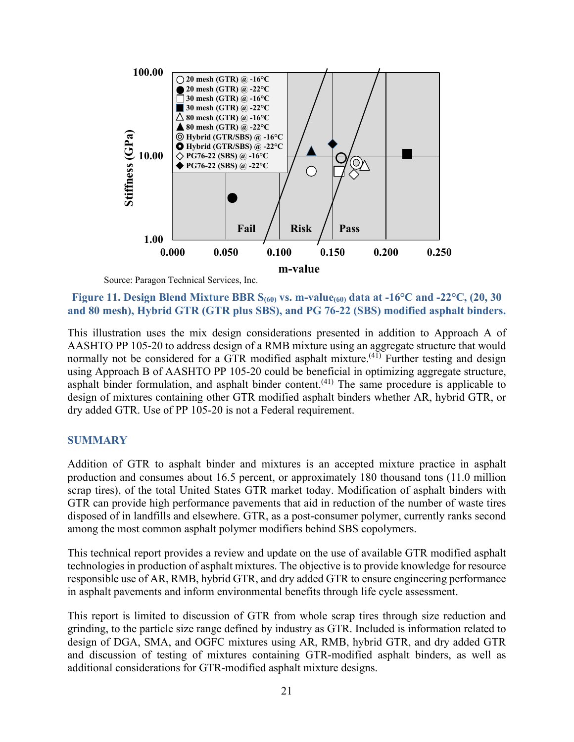Source: Paragon Technical Services, Inc.

**Figure 11. Design Blend Mixture BBR $S_{(60)}$ vs. m-value$_{(60)}$ data at -16°C and -22°C, (20, 30 and 80 mesh), Hybrid GTR (GTR plus SBS), and PG 76-22 (SBS) modified asphalt binders.**

This illustration uses the mix design considerations presented in addition to Approach A of AASHTO PP 105-20 to address design of a RMB mixture using an aggregate structure that would normally not be considered for a GTR modified asphalt mixture.[41] Further testing and design using Approach B of AASHTO PP 105-20 could be beneficial in optimizing aggregate structure, asphalt binder formulation, and asphalt binder content.[41] The same procedure is applicable to design of mixtures containing other GTR modified asphalt binders whether AR, hybrid GTR, or dry added GTR. Use of PP 105-20 is not a Federal requirement.

## SUMMARY

Addition of GTR to asphalt binder and mixtures is an accepted mixture practice in asphalt production and consumes about 16.5 percent, or approximately 180 thousand tons (11.0 million scrap tires), of the total United States GTR market today. Modification of asphalt binders with GTR can provide high performance pavements that aid in reduction of the number of waste tires disposed of in landfills and elsewhere. GTR, as a post-consumer polymer, currently ranks second among the most common asphalt polymer modifiers behind SBS copolymers.

This technical report provides a review and update on the use of available GTR modified asphalt technologies in production of asphalt mixtures. The objective is to provide knowledge for resource responsible use of AR, RMB, hybrid GTR, and dry added GTR to ensure engineering performance in asphalt pavements and inform environmental benefits through life cycle assessment.

This report is limited to discussion of GTR from whole scrap tires through size reduction and grinding, to the particle size range defined by industry as GTR. Included is information related to design of DGA, SMA, and OGFC mixtures using AR, RMB, hybrid GTR, and dry added GTR and discussion of testing of mixtures containing GTR-modified asphalt binders, as well as additional considerations for GTR-modified asphalt mixture designs.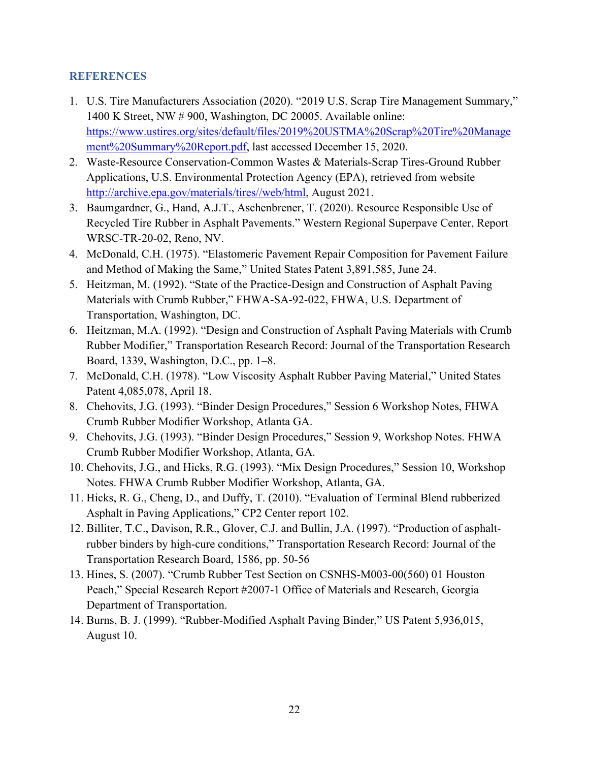## REFERENCES

1. U.S. Tire Manufacturers Association (2020). "2019 U.S. Scrap Tire Management Summary," 1400 K Street, NW # 900, Washington, DC 20005. Available online: https://www.ustires.org/sites/default/files/2019%20USTMA%20Scrap%20Tire%20Management%20Summary%20Report.pdf, last accessed December 15, 2020.
2. Waste-Resource Conservation-Common Wastes & Materials-Scrap Tires-Ground Rubber Applications, U.S. Environmental Protection Agency (EPA), retrieved from website http://archive.epa.gov/materials/tires//web/html, August 2021.
3. Baumgardner, G., Hand, A.J.T., Aschenbrener, T. (2020). Resource Responsible Use of Recycled Tire Rubber in Asphalt Pavements." Western Regional Superpave Center, Report WRSC-TR-20-02, Reno, NV.
4. McDonald, C.H. (1975). "Elastomeric Pavement Repair Composition for Pavement Failure and Method of Making the Same," United States Patent 3,891,585, June 24.
5. Heitzman, M. (1992). "State of the Practice-Design and Construction of Asphalt Paving Materials with Crumb Rubber," FHWA-SA-92-022, FHWA, U.S. Department of Transportation, Washington, DC.
6. Heitzman, M.A. (1992). "Design and Construction of Asphalt Paving Materials with Crumb Rubber Modifier," Transportation Research Record: Journal of the Transportation Research Board, 1339, Washington, D.C., pp. 1–8.
7. McDonald, C.H. (1978). "Low Viscosity Asphalt Rubber Paving Material," United States Patent 4,085,078, April 18.
8. Chehovits, J.G. (1993). "Binder Design Procedures," Session 6 Workshop Notes, FHWA Crumb Rubber Modifier Workshop, Atlanta GA.
9. Chehovits, J.G. (1993). "Binder Design Procedures," Session 9, Workshop Notes. FHWA Crumb Rubber Modifier Workshop, Atlanta, GA.
10. Chehovits, J.G., and Hicks, R.G. (1993). "Mix Design Procedures," Session 10, Workshop Notes. FHWA Crumb Rubber Modifier Workshop, Atlanta, GA.
11. Hicks, R. G., Cheng, D., and Duffy, T. (2010). "Evaluation of Terminal Blend rubberized Asphalt in Paving Applications," CP2 Center report 102.
12. Billiter, T.C., Davison, R.R., Glover, C.J. and Bullin, J.A. (1997). "Production of asphalt-rubber binders by high-cure conditions," Transportation Research Record: Journal of the Transportation Research Board, 1586, pp. 50-56
13. Hines, S. (2007). "Crumb Rubber Test Section on CSNHS-M003-00(560) 01 Houston Peach," Special Research Report #2007-1 Office of Materials and Research, Georgia Department of Transportation.
14. Burns, B. J. (1999). "Rubber-Modified Asphalt Paving Binder," US Patent 5,936,015, August 10.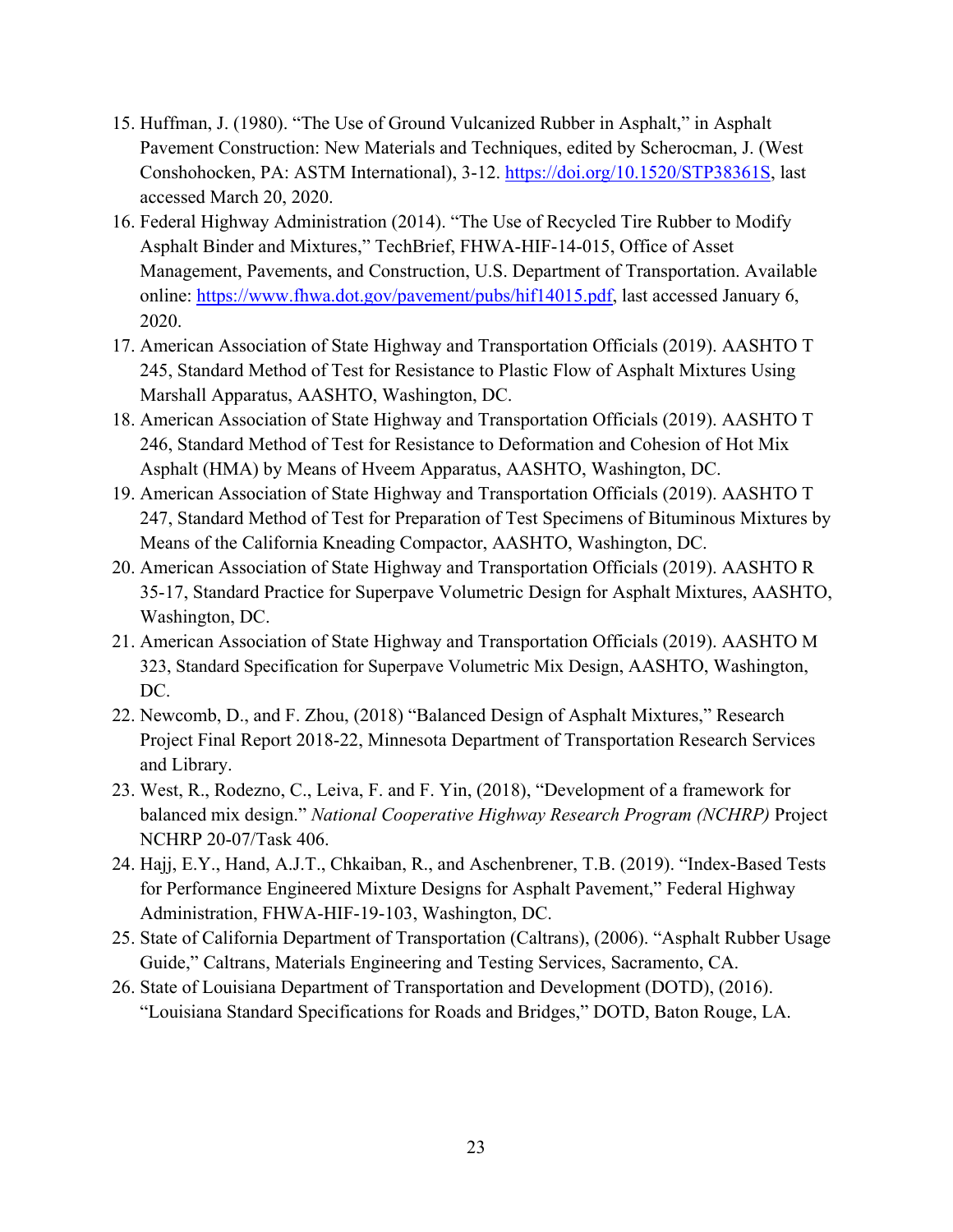15. Huffman, J. (1980). "The Use of Ground Vulcanized Rubber in Asphalt," in Asphalt Pavement Construction: New Materials and Techniques, edited by Scherocman, J. (West Conshohocken, PA: ASTM International), 3-12. https://doi.org/10.1520/STP38361S, last accessed March 20, 2020.
16. Federal Highway Administration (2014). "The Use of Recycled Tire Rubber to Modify Asphalt Binder and Mixtures," TechBrief, FHWA-HIF-14-015, Office of Asset Management, Pavements, and Construction, U.S. Department of Transportation. Available online: https://www.fhwa.dot.gov/pavement/pubs/hif14015.pdf, last accessed January 6, 2020.
17. American Association of State Highway and Transportation Officials (2019). AASHTO T 245, Standard Method of Test for Resistance to Plastic Flow of Asphalt Mixtures Using Marshall Apparatus, AASHTO, Washington, DC.
18. American Association of State Highway and Transportation Officials (2019). AASHTO T 246, Standard Method of Test for Resistance to Deformation and Cohesion of Hot Mix Asphalt (HMA) by Means of Hveem Apparatus, AASHTO, Washington, DC.
19. American Association of State Highway and Transportation Officials (2019). AASHTO T 247, Standard Method of Test for Preparation of Test Specimens of Bituminous Mixtures by Means of the California Kneading Compactor, AASHTO, Washington, DC.
20. American Association of State Highway and Transportation Officials (2019). AASHTO R 35-17, Standard Practice for Superpave Volumetric Design for Asphalt Mixtures, AASHTO, Washington, DC.
21. American Association of State Highway and Transportation Officials (2019). AASHTO M 323, Standard Specification for Superpave Volumetric Mix Design, AASHTO, Washington, DC.
22. Newcomb, D., and F. Zhou, (2018) "Balanced Design of Asphalt Mixtures," Research Project Final Report 2018-22, Minnesota Department of Transportation Research Services and Library.
23. West, R., Rodezno, C., Leiva, F. and F. Yin, (2018), "Development of a framework for balanced mix design." *National Cooperative Highway Research Program (NCHRP)* Project NCHRP 20-07/Task 406.
24. Hajj, E.Y., Hand, A.J.T., Chkaiban, R., and Aschenbrener, T.B. (2019). "Index-Based Tests for Performance Engineered Mixture Designs for Asphalt Pavement," Federal Highway Administration, FHWA-HIF-19-103, Washington, DC.
25. State of California Department of Transportation (Caltrans), (2006). "Asphalt Rubber Usage Guide," Caltrans, Materials Engineering and Testing Services, Sacramento, CA.
26. State of Louisiana Department of Transportation and Development (DOTD), (2016). "Louisiana Standard Specifications for Roads and Bridges," DOTD, Baton Rouge, LA.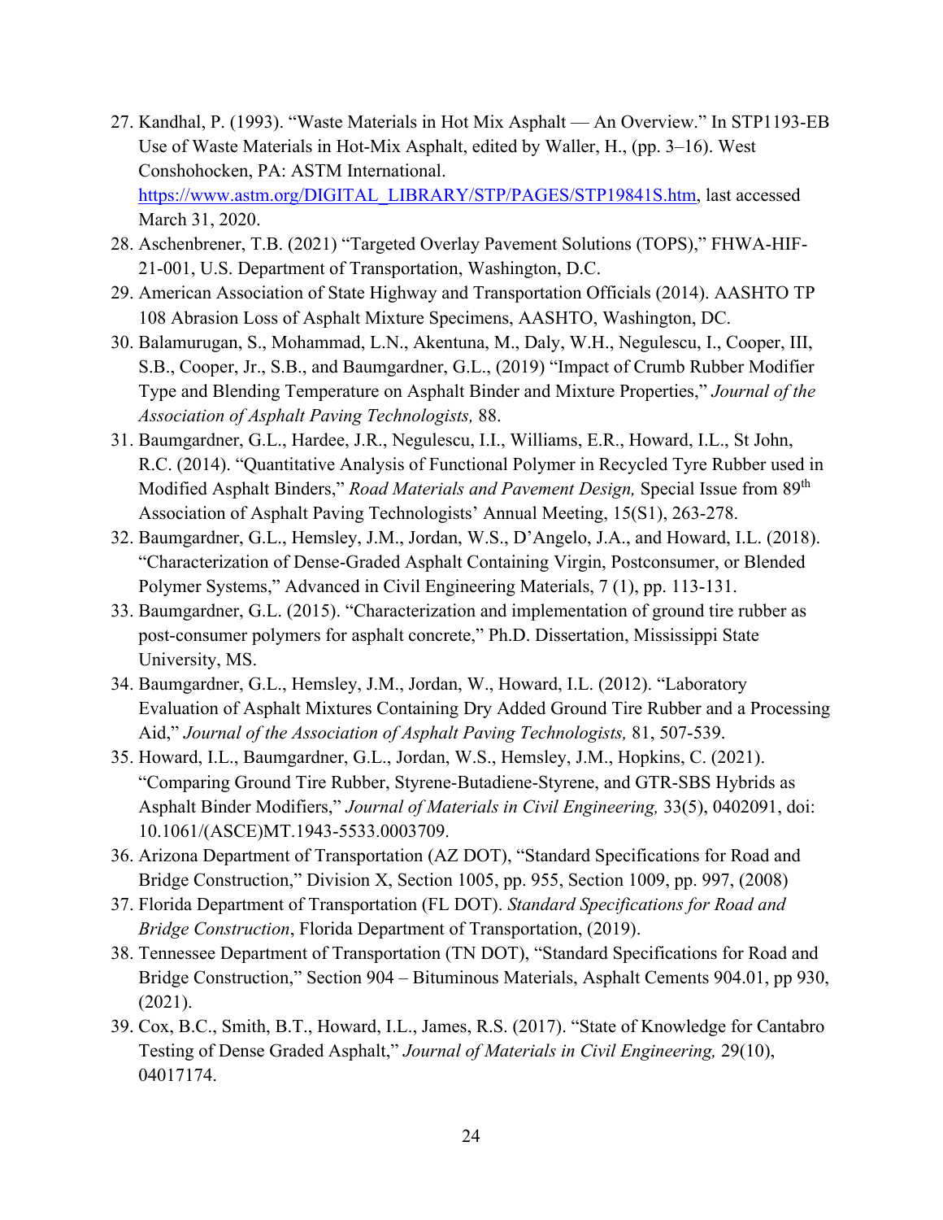27. Kandhal, P. (1993). "Waste Materials in Hot Mix Asphalt — An Overview." In STP1193-EB Use of Waste Materials in Hot-Mix Asphalt, edited by Waller, H., (pp. 3–16). West Conshohocken, PA: ASTM International. https://www.astm.org/DIGITAL_LIBRARY/STP/PAGES/STP19841S.htm, last accessed March 31, 2020.
28. Aschenbrener, T.B. (2021) "Targeted Overlay Pavement Solutions (TOPS)," FHWA-HIF-21-001, U.S. Department of Transportation, Washington, D.C.
29. American Association of State Highway and Transportation Officials (2014). AASHTO TP 108 Abrasion Loss of Asphalt Mixture Specimens, AASHTO, Washington, DC.
30. Balamurugan, S., Mohammad, L.N., Akentuna, M., Daly, W.H., Negulescu, I., Cooper, III, S.B., Cooper, Jr., S.B., and Baumgardner, G.L., (2019) "Impact of Crumb Rubber Modifier Type and Blending Temperature on Asphalt Binder and Mixture Properties," *Journal of the Association of Asphalt Paving Technologists,* 88.
31. Baumgardner, G.L., Hardee, J.R., Negulescu, I.I., Williams, E.R., Howard, I.L., St John, R.C. (2014). "Quantitative Analysis of Functional Polymer in Recycled Tyre Rubber used in Modified Asphalt Binders," *Road Materials and Pavement Design,* Special Issue from 89th Association of Asphalt Paving Technologists' Annual Meeting, 15(S1), 263-278.
32. Baumgardner, G.L., Hemsley, J.M., Jordan, W.S., D'Angelo, J.A., and Howard, I.L. (2018). "Characterization of Dense-Graded Asphalt Containing Virgin, Postconsumer, or Blended Polymer Systems," Advanced in Civil Engineering Materials, 7 (1), pp. 113-131.
33. Baumgardner, G.L. (2015). "Characterization and implementation of ground tire rubber as post-consumer polymers for asphalt concrete," Ph.D. Dissertation, Mississippi State University, MS.
34. Baumgardner, G.L., Hemsley, J.M., Jordan, W., Howard, I.L. (2012). "Laboratory Evaluation of Asphalt Mixtures Containing Dry Added Ground Tire Rubber and a Processing Aid," *Journal of the Association of Asphalt Paving Technologists,* 81, 507-539.
35. Howard, I.L., Baumgardner, G.L., Jordan, W.S., Hemsley, J.M., Hopkins, C. (2021). "Comparing Ground Tire Rubber, Styrene-Butadiene-Styrene, and GTR-SBS Hybrids as Asphalt Binder Modifiers," *Journal of Materials in Civil Engineering,* 33(5), 0402091, doi: 10.1061/(ASCE)MT.1943-5533.0003709.
36. Arizona Department of Transportation (AZ DOT), "Standard Specifications for Road and Bridge Construction," Division X, Section 1005, pp. 955, Section 1009, pp. 997, (2008)
37. Florida Department of Transportation (FL DOT). *Standard Specifications for Road and Bridge Construction*, Florida Department of Transportation, (2019).
38. Tennessee Department of Transportation (TN DOT), "Standard Specifications for Road and Bridge Construction," Section 904 – Bituminous Materials, Asphalt Cements 904.01, pp 930, (2021).
39. Cox, B.C., Smith, B.T., Howard, I.L., James, R.S. (2017). "State of Knowledge for Cantabro Testing of Dense Graded Asphalt," *Journal of Materials in Civil Engineering,* 29(10), 04017174.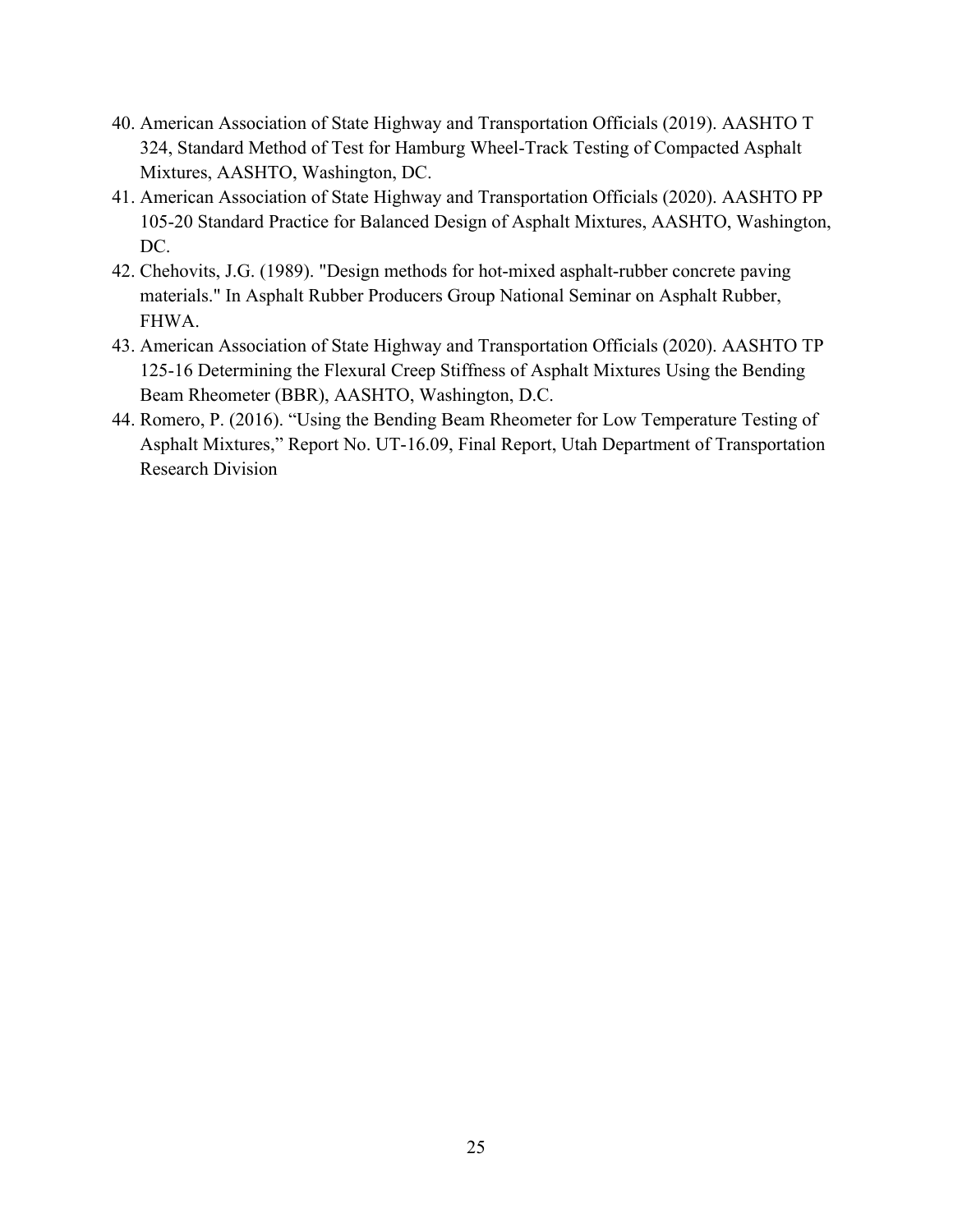40. American Association of State Highway and Transportation Officials (2019). AASHTO T 324, Standard Method of Test for Hamburg Wheel-Track Testing of Compacted Asphalt Mixtures, AASHTO, Washington, DC.
41. American Association of State Highway and Transportation Officials (2020). AASHTO PP 105-20 Standard Practice for Balanced Design of Asphalt Mixtures, AASHTO, Washington, DC.
42. Chehovits, J.G. (1989). "Design methods for hot-mixed asphalt-rubber concrete paving materials." In Asphalt Rubber Producers Group National Seminar on Asphalt Rubber, FHWA.
43. American Association of State Highway and Transportation Officials (2020). AASHTO TP 125-16 Determining the Flexural Creep Stiffness of Asphalt Mixtures Using the Bending Beam Rheometer (BBR), AASHTO, Washington, D.C.
44. Romero, P. (2016). “Using the Bending Beam Rheometer for Low Temperature Testing of Asphalt Mixtures,” Report No. UT-16.09, Final Report, Utah Department of Transportation Research Division